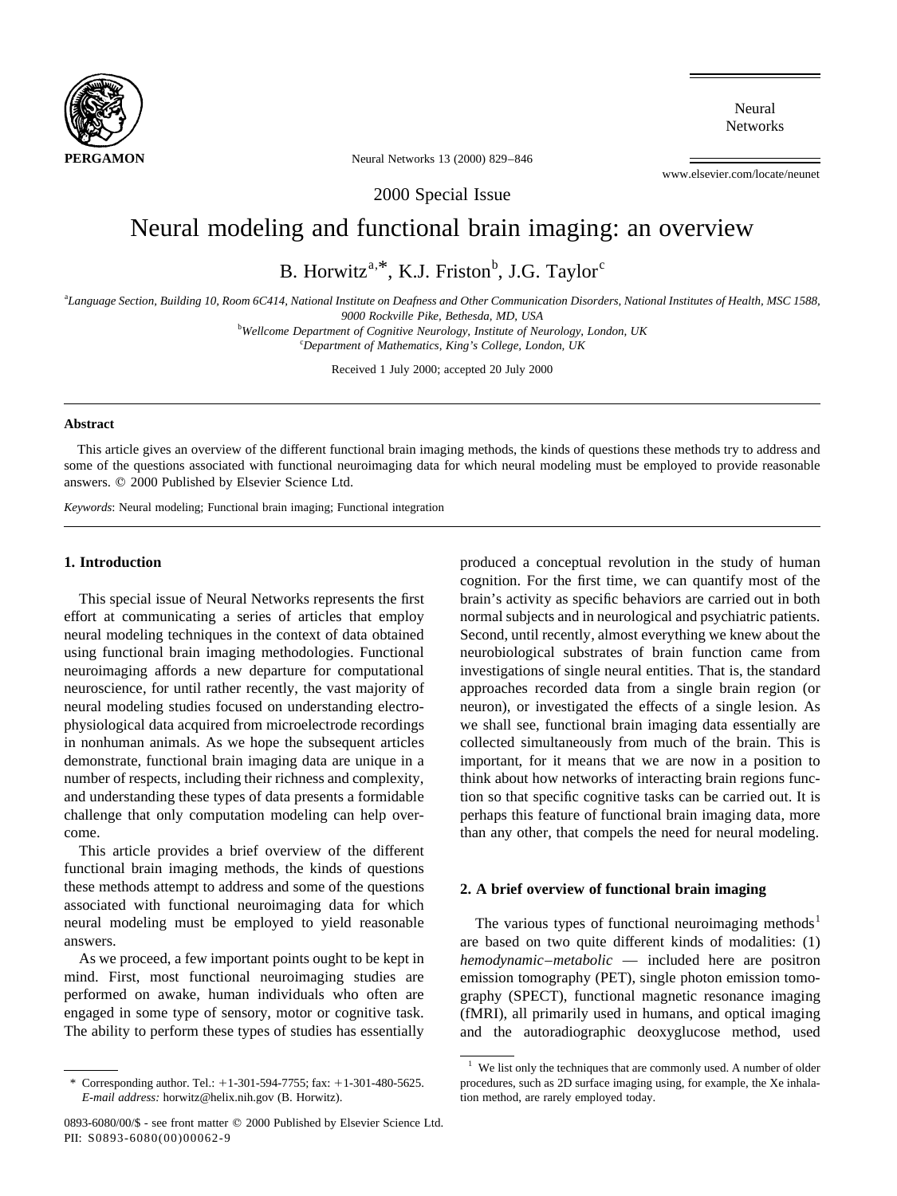2000 Special Issue

# Neural modeling and functional brain imaging: an overview

B. Horwitz[a,*], K.J. Friston[b], J.G. Taylor[c]

[a]*Language Section, Building 10, Room 6C414, National Institute on Deafness and Other Communication Disorders, National Institutes of Health, MSC 1588, 9000 Rockville Pike, Bethesda, MD, USA*

[b]*Wellcome Department of Cognitive Neurology, Institute of Neurology, London, UK*

[c]*Department of Mathematics, King's College, London, UK*

Received 1 July 2000; accepted 20 July 2000

## Abstract

This article gives an overview of the different functional brain imaging methods, the kinds of questions these methods try to address and some of the questions associated with functional neuroimaging data for which neural modeling must be employed to provide reasonable answers. © 2000 Published by Elsevier Science Ltd.

*Keywords*: Neural modeling; Functional brain imaging; Functional integration

## 1. Introduction

This special issue of Neural Networks represents the first effort at communicating a series of articles that employ neural modeling techniques in the context of data obtained using functional brain imaging methodologies. Functional neuroimaging affords a new departure for computational neuroscience, for until rather recently, the vast majority of neural modeling studies focused on understanding electrophysiological data acquired from microelectrode recordings in nonhuman animals. As we hope the subsequent articles demonstrate, functional brain imaging data are unique in a number of respects, including their richness and complexity, and understanding these types of data presents a formidable challenge that only computation modeling can help overcome.

This article provides a brief overview of the different functional brain imaging methods, the kinds of questions these methods attempt to address and some of the questions associated with functional neuroimaging data for which neural modeling must be employed to yield reasonable answers.

As we proceed, a few important points ought to be kept in mind. First, most functional neuroimaging studies are performed on awake, human individuals who often are engaged in some type of sensory, motor or cognitive task. The ability to perform these types of studies has essentially produced a conceptual revolution in the study of human cognition. For the first time, we can quantify most of the brain's activity as specific behaviors are carried out in both normal subjects and in neurological and psychiatric patients. Second, until recently, almost everything we knew about the neurobiological substrates of brain function came from investigations of single neural entities. That is, the standard approaches recorded data from a single brain region (or neuron), or investigated the effects of a single lesion. As we shall see, functional brain imaging data essentially are collected simultaneously from much of the brain. This is important, for it means that we are now in a position to think about how networks of interacting brain regions function so that specific cognitive tasks can be carried out. It is perhaps this feature of functional brain imaging data, more than any other, that compels the need for neural modeling.

## 2. A brief overview of functional brain imaging

The various types of functional neuroimaging methods[1] are based on two quite different kinds of modalities: (1) *hemodynamic–metabolic* — included here are positron emission tomography (PET), single photon emission tomography (SPECT), functional magnetic resonance imaging (fMRI), all primarily used in humans, and optical imaging and the autoradiographic deoxyglucose method, used

---

[1] We list only the techniques that are commonly used. A number of older procedures, such as 2D surface imaging using, for example, the Xe inhalation method, are rarely employed today.

\* Corresponding author. Tel.: +1-301-594-7755; fax: +1-301-480-5625. *E-mail address:* horwitz@helix.nih.gov (B. Horwitz).

0893-6080/00/$ - see front matter © 2000 Published by Elsevier Science Ltd.
PII: S0893-6080(00)00062-9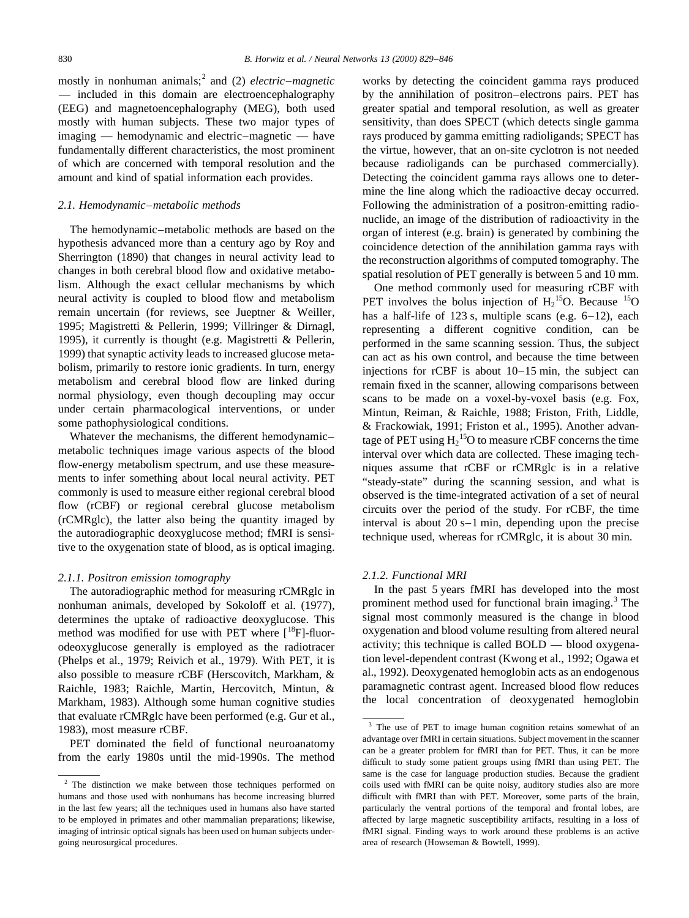mostly in nonhuman animals;[2] and (2) *electric–magnetic* — included in this domain are electroencephalography (EEG) and magnetoencephalography (MEG), both used mostly with human subjects. These two major types of imaging — hemodynamic and electric–magnetic — have fundamentally different characteristics, the most prominent of which are concerned with temporal resolution and the amount and kind of spatial information each provides.

### 2.1. Hemodynamic–metabolic methods

The hemodynamic–metabolic methods are based on the hypothesis advanced more than a century ago by Roy and Sherrington (1890) that changes in neural activity lead to changes in both cerebral blood flow and oxidative metabolism. Although the exact cellular mechanisms by which neural activity is coupled to blood flow and metabolism remain uncertain (for reviews, see Jueptner & Weiller, 1995; Magistretti & Pellerin, 1999; Villringer & Dirnagl, 1995), it currently is thought (e.g. Magistretti & Pellerin, 1999) that synaptic activity leads to increased glucose metabolism, primarily to restore ionic gradients. In turn, energy metabolism and cerebral blood flow are linked during normal physiology, even though decoupling may occur under certain pharmacological interventions, or under some pathophysiological conditions.

Whatever the mechanisms, the different hemodynamic–metabolic techniques image various aspects of the blood flow-energy metabolism spectrum, and use these measurements to infer something about local neural activity. PET commonly is used to measure either regional cerebral blood flow (rCBF) or regional cerebral glucose metabolism (rCMRglc), the latter also being the quantity imaged by the autoradiographic deoxyglucose method; fMRI is sensitive to the oxygenation state of blood, as is optical imaging.

#### 2.1.1. Positron emission tomography

The autoradiographic method for measuring rCMRglc in nonhuman animals, developed by Sokoloff et al. (1977), determines the uptake of radioactive deoxyglucose. This method was modified for use with PET where [$^{18}$F]-fluorodeoxyglucose generally is employed as the radiotracer (Phelps et al., 1979; Reivich et al., 1979). With PET, it is also possible to measure rCBF (Herscovitch, Markham, & Raichle, 1983; Raichle, Martin, Hercovitch, Mintun, & Markham, 1983). Although some human cognitive studies that evaluate rCMRglc have been performed (e.g. Gur et al., 1983), most measure rCBF.

PET dominated the field of functional neuroanatomy from the early 1980s until the mid-1990s. The method works by detecting the coincident gamma rays produced by the annihilation of positron–electrons pairs. PET has greater spatial and temporal resolution, as well as greater sensitivity, than does SPECT (which detects single gamma rays produced by gamma emitting radioligands; SPECT has the virtue, however, that an on-site cyclotron is not needed because radioligands can be purchased commercially). Detecting the coincident gamma rays allows one to determine the line along which the radioactive decay occurred. Following the administration of a positron-emitting radionuclide, an image of the distribution of radioactivity in the organ of interest (e.g. brain) is generated by combining the coincidence detection of the annihilation gamma rays with the reconstruction algorithms of computed tomography. The spatial resolution of PET generally is between 5 and 10 mm.

One method commonly used for measuring rCBF with PET involves the bolus injection of $H_2{}^{15}O$. Because $^{15}O$ has a half-life of 123 s, multiple scans (e.g. 6–12), each representing a different cognitive condition, can be performed in the same scanning session. Thus, the subject can act as his own control, and because the time between injections for rCBF is about 10–15 min, the subject can remain fixed in the scanner, allowing comparisons between scans to be made on a voxel-by-voxel basis (e.g. Fox, Mintun, Reiman, & Raichle, 1988; Friston, Frith, Liddle, & Frackowiak, 1991; Friston et al., 1995). Another advantage of PET using $H_2{}^{15}O$ to measure rCBF concerns the time interval over which data are collected. These imaging techniques assume that rCBF or rCMRglc is in a relative "steady-state" during the scanning session, and what is observed is the time-integrated activation of a set of neural circuits over the period of the study. For rCBF, the time interval is about 20 s–1 min, depending upon the precise technique used, whereas for rCMRglc, it is about 30 min.

#### 2.1.2. Functional MRI

In the past 5 years fMRI has developed into the most prominent method used for functional brain imaging.[3] The signal most commonly measured is the change in blood oxygenation and blood volume resulting from altered neural activity; this technique is called BOLD — blood oxygenation level-dependent contrast (Kwong et al., 1992; Ogawa et al., 1992). Deoxygenated hemoglobin acts as an endogenous paramagnetic contrast agent. Increased blood flow reduces the local concentration of deoxygenated hemoglobin

---

[2] The distinction we make between those techniques performed on humans and those used with nonhumans has become increasing blurred in the last few years; all the techniques used in humans also have started to be employed in primates and other mammalian preparations; likewise, imaging of intrinsic optical signals has been used on human subjects undergoing neurosurgical procedures.

[3] The use of PET to image human cognition retains somewhat of an advantage over fMRI in certain situations. Subject movement in the scanner can be a greater problem for fMRI than for PET. Thus, it can be more difficult to study some patient groups using fMRI than using PET. The same is the case for language production studies. Because the gradient coils used with fMRI can be quite noisy, auditory studies also are more difficult with fMRI than with PET. Moreover, some parts of the brain, particularly the ventral portions of the temporal and frontal lobes, are affected by large magnetic susceptibility artifacts, resulting in a loss of fMRI signal. Finding ways to work around these problems is an active area of research (Howseman & Bowtell, 1999).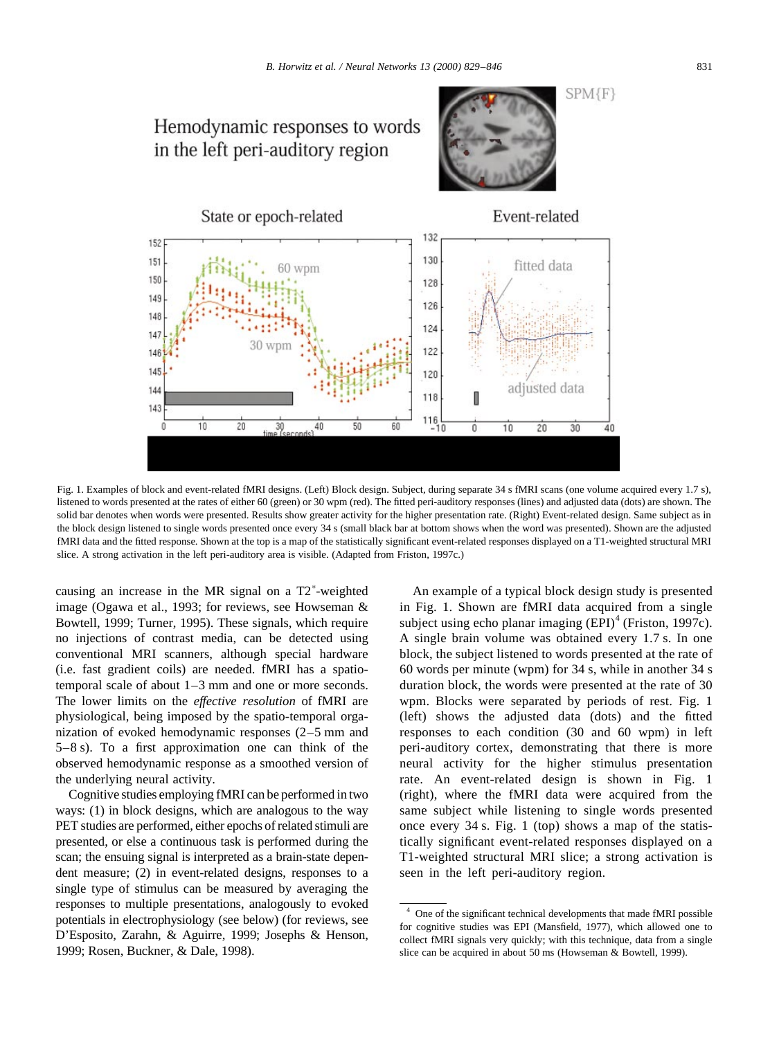Fig. 1. Examples of block and event-related fMRI designs. (Left) Block design. Subject, during separate 34 s fMRI scans (one volume acquired every 1.7 s), listened to words presented at the rates of either 60 (green) or 30 wpm (red). The fitted peri-auditory responses (lines) and adjusted data (dots) are shown. The solid bar denotes when words were presented. Results show greater activity for the higher presentation rate. (Right) Event-related design. Same subject as in the block design listened to single words presented once every 34 s (small black bar at bottom shows when the word was presented). Shown are the adjusted fMRI data and the fitted response. Shown at the top is a map of the statistically significant event-related responses displayed on a T1-weighted structural MRI slice. A strong activation in the left peri-auditory area is visible. (Adapted from Friston, 1997c.)

causing an increase in the MR signal on a T2*-weighted image (Ogawa et al., 1993; for reviews, see Howseman & Bowtell, 1999; Turner, 1995). These signals, which require no injections of contrast media, can be detected using conventional MRI scanners, although special hardware (i.e. fast gradient coils) are needed. fMRI has a spatio-temporal scale of about 1–3 mm and one or more seconds. The lower limits on the *effective resolution* of fMRI are physiological, being imposed by the spatio-temporal organization of evoked hemodynamic responses (2–5 mm and 5–8 s). To a first approximation one can think of the observed hemodynamic response as a smoothed version of the underlying neural activity.

Cognitive studies employing fMRI can be performed in two ways: (1) in block designs, which are analogous to the way PET studies are performed, either epochs of related stimuli are presented, or else a continuous task is performed during the scan; the ensuing signal is interpreted as a brain-state dependent measure; (2) in event-related designs, responses to a single type of stimulus can be measured by averaging the responses to multiple presentations, analogously to evoked potentials in electrophysiology (see below) (for reviews, see D'Esposito, Zarahn, & Aguirre, 1999; Josephs & Henson, 1999; Rosen, Buckner, & Dale, 1998).

An example of a typical block design study is presented in Fig. 1. Shown are fMRI data acquired from a single subject using echo planar imaging (EPI)[4] (Friston, 1997c). A single brain volume was obtained every 1.7 s. In one block, the subject listened to words presented at the rate of 60 words per minute (wpm) for 34 s, while in another 34 s duration block, the words were presented at the rate of 30 wpm. Blocks were separated by periods of rest. Fig. 1 (left) shows the adjusted data (dots) and the fitted responses to each condition (30 and 60 wpm) in left peri-auditory cortex, demonstrating that there is more neural activity for the higher stimulus presentation rate. An event-related design is shown in Fig. 1 (right), where the fMRI data were acquired from the same subject while listening to single words presented once every 34 s. Fig. 1 (top) shows a map of the statistically significant event-related responses displayed on a T1-weighted structural MRI slice; a strong activation is seen in the left peri-auditory region.

[4] One of the significant technical developments that made fMRI possible for cognitive studies was EPI (Mansfield, 1977), which allowed one to collect fMRI signals very quickly; with this technique, data from a single slice can be acquired in about 50 ms (Howseman & Bowtell, 1999).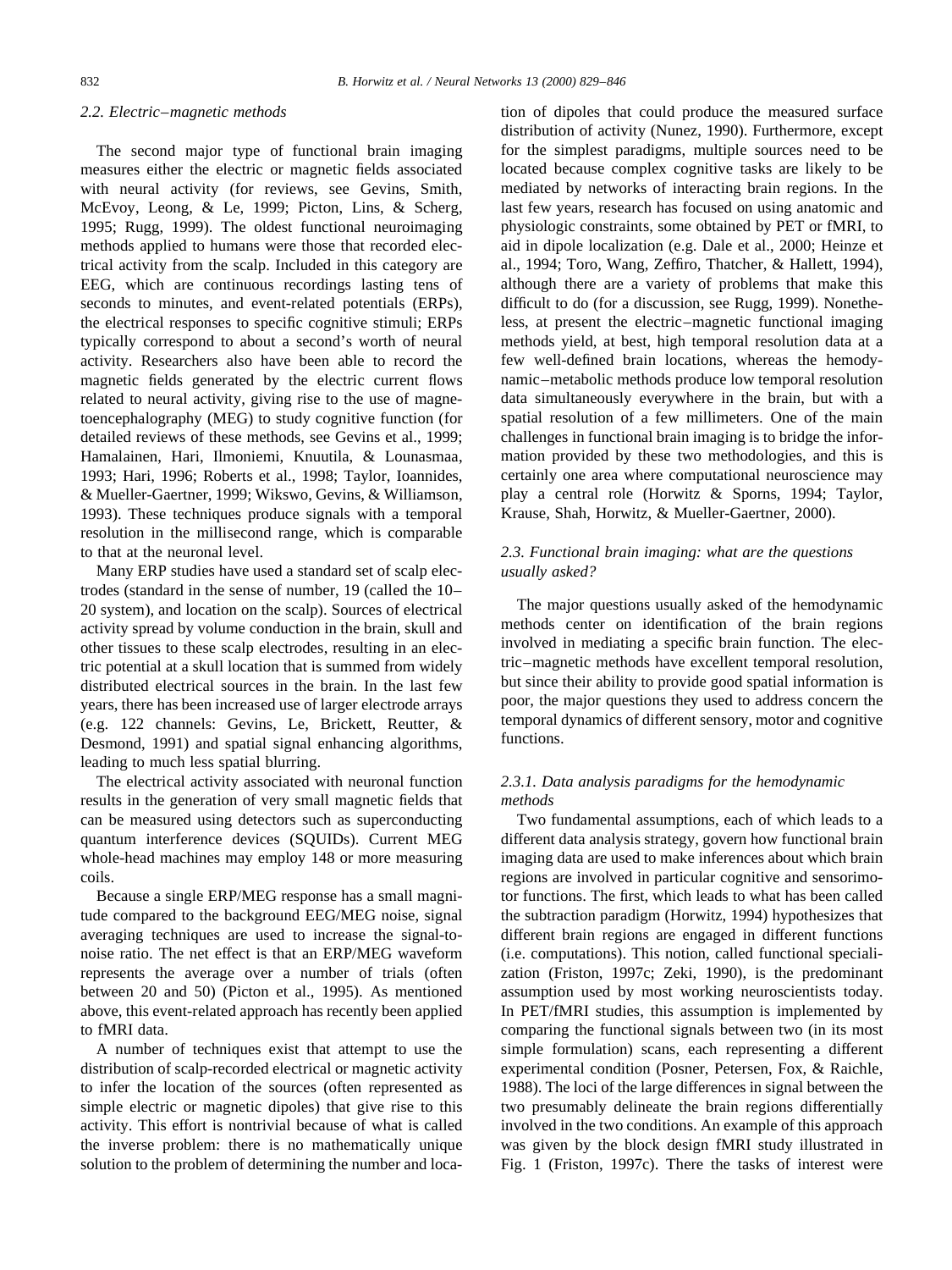### 2.2. Electric–magnetic methods

The second major type of functional brain imaging measures either the electric or magnetic fields associated with neural activity (for reviews, see Gevins, Smith, McEvoy, Leong, & Le, 1999; Picton, Lins, & Scherg, 1995; Rugg, 1999). The oldest functional neuroimaging methods applied to humans were those that recorded electrical activity from the scalp. Included in this category are EEG, which are continuous recordings lasting tens of seconds to minutes, and event-related potentials (ERPs), the electrical responses to specific cognitive stimuli; ERPs typically correspond to about a second's worth of neural activity. Researchers also have been able to record the magnetic fields generated by the electric current flows related to neural activity, giving rise to the use of magnetoencephalography (MEG) to study cognitive function (for detailed reviews of these methods, see Gevins et al., 1999; Hamalainen, Hari, Ilmoniemi, Knuutila, & Lounasmaa, 1993; Hari, 1996; Roberts et al., 1998; Taylor, Ioannides, & Mueller-Gaertner, 1999; Wikswo, Gevins, & Williamson, 1993). These techniques produce signals with a temporal resolution in the millisecond range, which is comparable to that at the neuronal level.

Many ERP studies have used a standard set of scalp electrodes (standard in the sense of number, 19 (called the 10–20 system), and location on the scalp). Sources of electrical activity spread by volume conduction in the brain, skull and other tissues to these scalp electrodes, resulting in an electric potential at a skull location that is summed from widely distributed electrical sources in the brain. In the last few years, there has been increased use of larger electrode arrays (e.g. 122 channels: Gevins, Le, Brickett, Reutter, & Desmond, 1991) and spatial signal enhancing algorithms, leading to much less spatial blurring.

The electrical activity associated with neuronal function results in the generation of very small magnetic fields that can be measured using detectors such as superconducting quantum interference devices (SQUIDs). Current MEG whole-head machines may employ 148 or more measuring coils.

Because a single ERP/MEG response has a small magnitude compared to the background EEG/MEG noise, signal averaging techniques are used to increase the signal-to-noise ratio. The net effect is that an ERP/MEG waveform represents the average over a number of trials (often between 20 and 50) (Picton et al., 1995). As mentioned above, this event-related approach has recently been applied to fMRI data.

A number of techniques exist that attempt to use the distribution of scalp-recorded electrical or magnetic activity to infer the location of the sources (often represented as simple electric or magnetic dipoles) that give rise to this activity. This effort is nontrivial because of what is called the inverse problem: there is no mathematically unique solution to the problem of determining the number and location of dipoles that could produce the measured surface distribution of activity (Nunez, 1990). Furthermore, except for the simplest paradigms, multiple sources need to be located because complex cognitive tasks are likely to be mediated by networks of interacting brain regions. In the last few years, research has focused on using anatomic and physiologic constraints, some obtained by PET or fMRI, to aid in dipole localization (e.g. Dale et al., 2000; Heinze et al., 1994; Toro, Wang, Zeffiro, Thatcher, & Hallett, 1994), although there are a variety of problems that make this difficult to do (for a discussion, see Rugg, 1999). Nonetheless, at present the electric–magnetic functional imaging methods yield, at best, high temporal resolution data at a few well-defined brain locations, whereas the hemodynamic–metabolic methods produce low temporal resolution data simultaneously everywhere in the brain, but with a spatial resolution of a few millimeters. One of the main challenges in functional brain imaging is to bridge the information provided by these two methodologies, and this is certainly one area where computational neuroscience may play a central role (Horwitz & Sporns, 1994; Taylor, Krause, Shah, Horwitz, & Mueller-Gaertner, 2000).

### 2.3. Functional brain imaging: what are the questions usually asked?

The major questions usually asked of the hemodynamic methods center on identification of the brain regions involved in mediating a specific brain function. The electric–magnetic methods have excellent temporal resolution, but since their ability to provide good spatial information is poor, the major questions they used to address concern the temporal dynamics of different sensory, motor and cognitive functions.

#### 2.3.1. Data analysis paradigms for the hemodynamic methods

Two fundamental assumptions, each of which leads to a different data analysis strategy, govern how functional brain imaging data are used to make inferences about which brain regions are involved in particular cognitive and sensorimotor functions. The first, which leads to what has been called the subtraction paradigm (Horwitz, 1994) hypothesizes that different brain regions are engaged in different functions (i.e. computations). This notion, called functional specialization (Friston, 1997c; Zeki, 1990), is the predominant assumption used by most working neuroscientists today. In PET/fMRI studies, this assumption is implemented by comparing the functional signals between two (in its most simple formulation) scans, each representing a different experimental condition (Posner, Petersen, Fox, & Raichle, 1988). The loci of the large differences in signal between the two presumably delineate the brain regions differentially involved in the two conditions. An example of this approach was given by the block design fMRI study illustrated in Fig. 1 (Friston, 1997c). There the tasks of interest were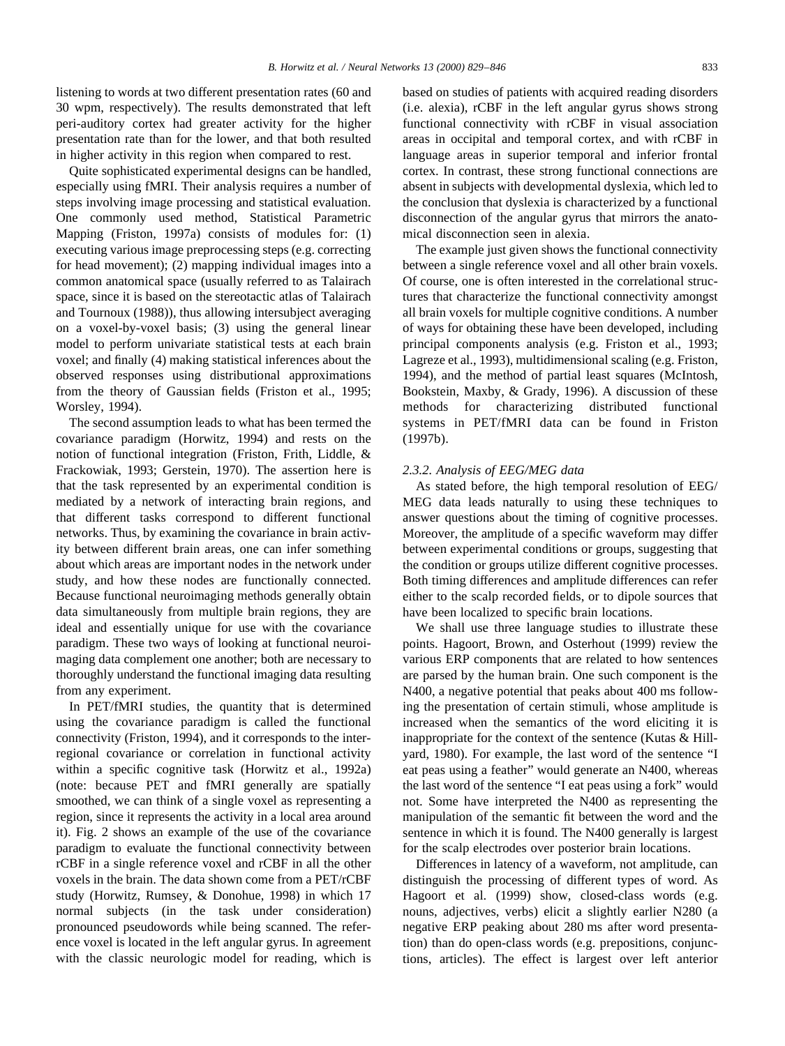listening to words at two different presentation rates (60 and 30 wpm, respectively). The results demonstrated that left peri-auditory cortex had greater activity for the higher presentation rate than for the lower, and that both resulted in higher activity in this region when compared to rest.

Quite sophisticated experimental designs can be handled, especially using fMRI. Their analysis requires a number of steps involving image processing and statistical evaluation. One commonly used method, Statistical Parametric Mapping (Friston, 1997a) consists of modules for: (1) executing various image preprocessing steps (e.g. correcting for head movement); (2) mapping individual images into a common anatomical space (usually referred to as Talairach space, since it is based on the stereotactic atlas of Talairach and Tournoux (1988)), thus allowing intersubject averaging on a voxel-by-voxel basis; (3) using the general linear model to perform univariate statistical tests at each brain voxel; and finally (4) making statistical inferences about the observed responses using distributional approximations from the theory of Gaussian fields (Friston et al., 1995; Worsley, 1994).

The second assumption leads to what has been termed the covariance paradigm (Horwitz, 1994) and rests on the notion of functional integration (Friston, Frith, Liddle, & Frackowiak, 1993; Gerstein, 1970). The assertion here is that the task represented by an experimental condition is mediated by a network of interacting brain regions, and that different tasks correspond to different functional networks. Thus, by examining the covariance in brain activity between different brain areas, one can infer something about which areas are important nodes in the network under study, and how these nodes are functionally connected. Because functional neuroimaging methods generally obtain data simultaneously from multiple brain regions, they are ideal and essentially unique for use with the covariance paradigm. These two ways of looking at functional neuroimaging data complement one another; both are necessary to thoroughly understand the functional imaging data resulting from any experiment.

In PET/fMRI studies, the quantity that is determined using the covariance paradigm is called the functional connectivity (Friston, 1994), and it corresponds to the inter-regional covariance or correlation in functional activity within a specific cognitive task (Horwitz et al., 1992a) (note: because PET and fMRI generally are spatially smoothed, we can think of a single voxel as representing a region, since it represents the activity in a local area around it). Fig. 2 shows an example of the use of the covariance paradigm to evaluate the functional connectivity between rCBF in a single reference voxel and rCBF in all the other voxels in the brain. The data shown come from a PET/rCBF study (Horwitz, Rumsey, & Donohue, 1998) in which 17 normal subjects (in the task under consideration) pronounced pseudowords while being scanned. The reference voxel is located in the left angular gyrus. In agreement with the classic neurologic model for reading, which is based on studies of patients with acquired reading disorders (i.e. alexia), rCBF in the left angular gyrus shows strong functional connectivity with rCBF in visual association areas in occipital and temporal cortex, and with rCBF in language areas in superior temporal and inferior frontal cortex. In contrast, these strong functional connections are absent in subjects with developmental dyslexia, which led to the conclusion that dyslexia is characterized by a functional disconnection of the angular gyrus that mirrors the anatomical disconnection seen in alexia.

The example just given shows the functional connectivity between a single reference voxel and all other brain voxels. Of course, one is often interested in the correlational structures that characterize the functional connectivity amongst all brain voxels for multiple cognitive conditions. A number of ways for obtaining these have been developed, including principal components analysis (e.g. Friston et al., 1993; Lagreze et al., 1993), multidimensional scaling (e.g. Friston, 1994), and the method of partial least squares (McIntosh, Bookstein, Maxby, & Grady, 1996). A discussion of these methods for characterizing distributed functional systems in PET/fMRI data can be found in Friston (1997b).

#### *2.3.2. Analysis of EEG/MEG data*

As stated before, the high temporal resolution of EEG/MEG data leads naturally to using these techniques to answer questions about the timing of cognitive processes. Moreover, the amplitude of a specific waveform may differ between experimental conditions or groups, suggesting that the condition or groups utilize different cognitive processes. Both timing differences and amplitude differences can refer either to the scalp recorded fields, or to dipole sources that have been localized to specific brain locations.

We shall use three language studies to illustrate these points. Hagoort, Brown, and Osterhout (1999) review the various ERP components that are related to how sentences are parsed by the human brain. One such component is the N400, a negative potential that peaks about 400 ms following the presentation of certain stimuli, whose amplitude is increased when the semantics of the word eliciting it is inappropriate for the context of the sentence (Kutas & Hillyard, 1980). For example, the last word of the sentence "I eat peas using a feather" would generate an N400, whereas the last word of the sentence "I eat peas using a fork" would not. Some have interpreted the N400 as representing the manipulation of the semantic fit between the word and the sentence in which it is found. The N400 generally is largest for the scalp electrodes over posterior brain locations.

Differences in latency of a waveform, not amplitude, can distinguish the processing of different types of word. As Hagoort et al. (1999) show, closed-class words (e.g. nouns, adjectives, verbs) elicit a slightly earlier N280 (a negative ERP peaking about 280 ms after word presentation) than do open-class words (e.g. prepositions, conjunctions, articles). The effect is largest over left anterior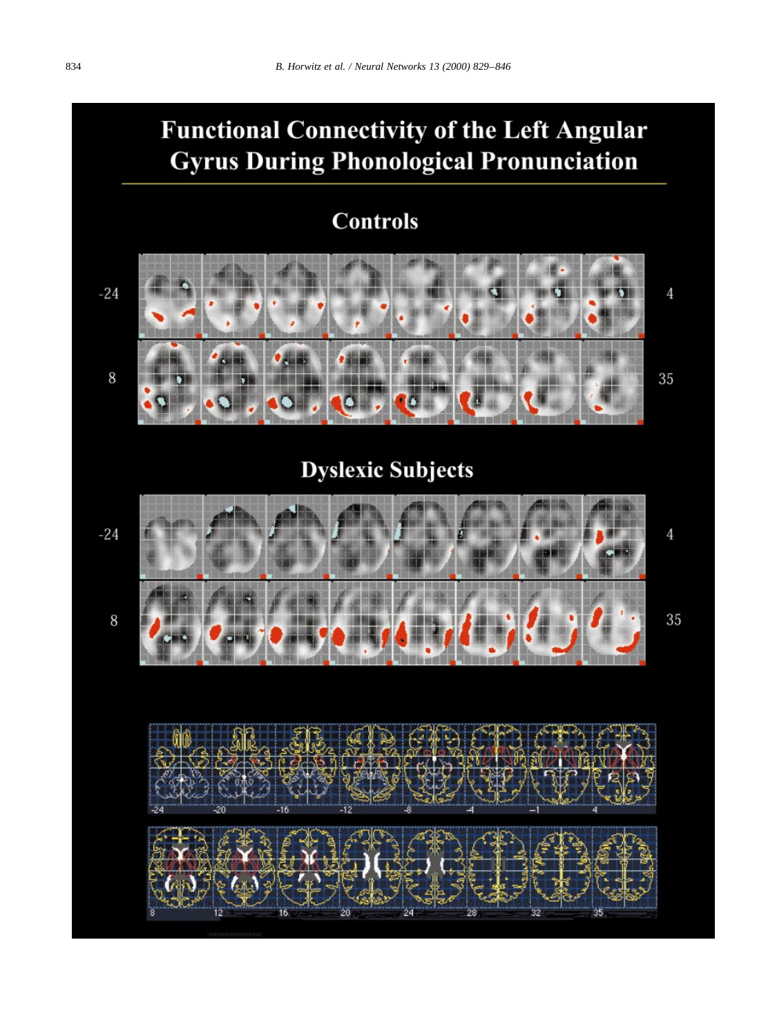# Functional Connectivity of the Left Angular Gyrus During Phonological Pronunciation

## Controls

-24 4

8 35

## Dyslexic Subjects

-24 4

8 35

-24 -20 -16 -12 -8 -4 -1 4

8 12 16 20 24 28 32 35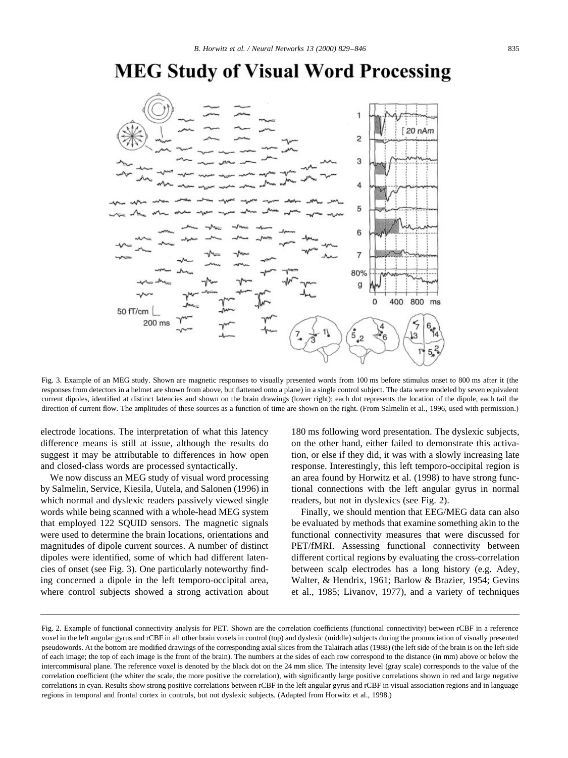Fig. 3. Example of an MEG study. Shown are magnetic responses to visually presented words from 100 ms before stimulus onset to 800 ms after it (the responses from detectors in a helmet are shown from above, but flattened onto a plane) in a single control subject. The data were modeled by seven equivalent current dipoles, identified at distinct latencies and shown on the brain drawings (lower right); each dot represents the location of the dipole, each tail the direction of current flow. The amplitudes of these sources as a function of time are shown on the right. (From Salmelin et al., 1996, used with permission.)

electrode locations. The interpretation of what this latency difference means is still at issue, although the results do suggest it may be attributable to differences in how open and closed-class words are processed syntactically.

We now discuss an MEG study of visual word processing by Salmelin, Service, Kiesila, Uutela, and Salonen (1996) in which normal and dyslexic readers passively viewed single words while being scanned with a whole-head MEG system that employed 122 SQUID sensors. The magnetic signals were used to determine the brain locations, orientations and magnitudes of dipole current sources. A number of distinct dipoles were identified, some of which had different latencies of onset (see Fig. 3). One particularly noteworthy finding concerned a dipole in the left temporo-occipital area, where control subjects showed a strong activation about 180 ms following word presentation. The dyslexic subjects, on the other hand, either failed to demonstrate this activation, or else if they did, it was with a slowly increasing late response. Interestingly, this left temporo-occipital region is an area found by Horwitz et al. (1998) to have strong functional connections with the left angular gyrus in normal readers, but not in dyslexics (see Fig. 2).

Finally, we should mention that EEG/MEG data can also be evaluated by methods that examine something akin to the functional connectivity measures that were discussed for PET/fMRI. Assessing functional connectivity between different cortical regions by evaluating the cross-correlation between scalp electrodes has a long history (e.g. Adey, Walter, & Hendrix, 1961; Barlow & Brazier, 1954; Gevins et al., 1985; Livanov, 1977), and a variety of techniques

Fig. 2. Example of functional connectivity analysis for PET. Shown are the correlation coefficients (functional connectivity) between rCBF in a reference voxel in the left angular gyrus and rCBF in all other brain voxels in control (top) and dyslexic (middle) subjects during the pronunciation of visually presented pseudowords. At the bottom are modified drawings of the corresponding axial slices from the Talairach atlas (1988) (the left side of the brain is on the left side of each image; the top of each image is the front of the brain). The numbers at the sides of each row correspond to the distance (in mm) above or below the intercommisural plane. The reference voxel is denoted by the black dot on the 24 mm slice. The intensity level (gray scale) corresponds to the value of the correlation coefficient (the whiter the scale, the more positive the correlation), with significantly large positive correlations shown in red and large negative correlations in cyan. Results show strong positive correlations between rCBF in the left angular gyrus and rCBF in visual association regions and in language regions in temporal and frontal cortex in controls, but not dyslexic subjects. (Adapted from Horwitz et al., 1998.)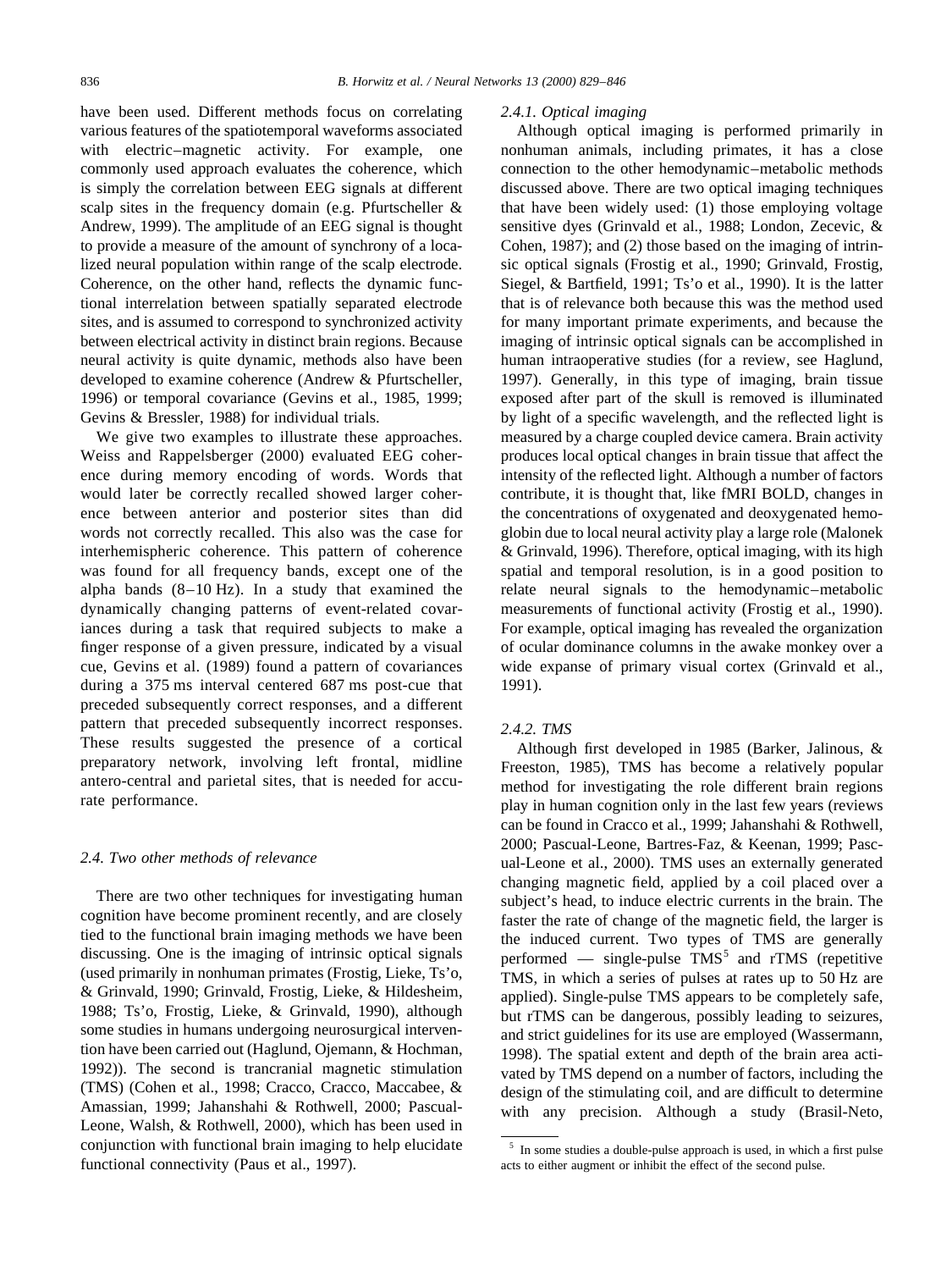have been used. Different methods focus on correlating various features of the spatiotemporal waveforms associated with electric–magnetic activity. For example, one commonly used approach evaluates the coherence, which is simply the correlation between EEG signals at different scalp sites in the frequency domain (e.g. Pfurtscheller & Andrew, 1999). The amplitude of an EEG signal is thought to provide a measure of the amount of synchrony of a localized neural population within range of the scalp electrode. Coherence, on the other hand, reflects the dynamic functional interrelation between spatially separated electrode sites, and is assumed to correspond to synchronized activity between electrical activity in distinct brain regions. Because neural activity is quite dynamic, methods also have been developed to examine coherence (Andrew & Pfurtscheller, 1996) or temporal covariance (Gevins et al., 1985, 1999; Gevins & Bressler, 1988) for individual trials.

We give two examples to illustrate these approaches. Weiss and Rappelsberger (2000) evaluated EEG coherence during memory encoding of words. Words that would later be correctly recalled showed larger coherence between anterior and posterior sites than did words not correctly recalled. This also was the case for interhemispheric coherence. This pattern of coherence was found for all frequency bands, except one of the alpha bands (8–10 Hz). In a study that examined the dynamically changing patterns of event-related covariances during a task that required subjects to make a finger response of a given pressure, indicated by a visual cue, Gevins et al. (1989) found a pattern of covariances during a 375 ms interval centered 687 ms post-cue that preceded subsequently correct responses, and a different pattern that preceded subsequently incorrect responses. These results suggested the presence of a cortical preparatory network, involving left frontal, midline antero-central and parietal sites, that is needed for accurate performance.

### 2.4. Two other methods of relevance

There are two other techniques for investigating human cognition have become prominent recently, and are closely tied to the functional brain imaging methods we have been discussing. One is the imaging of intrinsic optical signals (used primarily in nonhuman primates (Frostig, Lieke, Ts'o, & Grinvald, 1990; Grinvald, Frostig, Lieke, & Hildesheim, 1988; Ts'o, Frostig, Lieke, & Grinvald, 1990), although some studies in humans undergoing neurosurgical intervention have been carried out (Haglund, Ojemann, & Hochman, 1992)). The second is trancranial magnetic stimulation (TMS) (Cohen et al., 1998; Cracco, Cracco, Maccabee, & Amassian, 1999; Jahanshahi & Rothwell, 2000; Pascual-Leone, Walsh, & Rothwell, 2000), which has been used in conjunction with functional brain imaging to help elucidate functional connectivity (Paus et al., 1997).

#### 2.4.1. Optical imaging

Although optical imaging is performed primarily in nonhuman animals, including primates, it has a close connection to the other hemodynamic–metabolic methods discussed above. There are two optical imaging techniques that have been widely used: (1) those employing voltage sensitive dyes (Grinvald et al., 1988; London, Zecevic, & Cohen, 1987); and (2) those based on the imaging of intrinsic optical signals (Frostig et al., 1990; Grinvald, Frostig, Siegel, & Bartfield, 1991; Ts'o et al., 1990). It is the latter that is of relevance both because this was the method used for many important primate experiments, and because the imaging of intrinsic optical signals can be accomplished in human intraoperative studies (for a review, see Haglund, 1997). Generally, in this type of imaging, brain tissue exposed after part of the skull is removed is illuminated by light of a specific wavelength, and the reflected light is measured by a charge coupled device camera. Brain activity produces local optical changes in brain tissue that affect the intensity of the reflected light. Although a number of factors contribute, it is thought that, like fMRI BOLD, changes in the concentrations of oxygenated and deoxygenated hemoglobin due to local neural activity play a large role (Malonek & Grinvald, 1996). Therefore, optical imaging, with its high spatial and temporal resolution, is in a good position to relate neural signals to the hemodynamic–metabolic measurements of functional activity (Frostig et al., 1990). For example, optical imaging has revealed the organization of ocular dominance columns in the awake monkey over a wide expanse of primary visual cortex (Grinvald et al., 1991).

#### 2.4.2. TMS

Although first developed in 1985 (Barker, Jalinous, & Freeston, 1985), TMS has become a relatively popular method for investigating the role different brain regions play in human cognition only in the last few years (reviews can be found in Cracco et al., 1999; Jahanshahi & Rothwell, 2000; Pascual-Leone, Bartres-Faz, & Keenan, 1999; Pascual-Leone et al., 2000). TMS uses an externally generated changing magnetic field, applied by a coil placed over a subject's head, to induce electric currents in the brain. The faster the rate of change of the magnetic field, the larger is the induced current. Two types of TMS are generally performed — single-pulse TMS[5] and rTMS (repetitive TMS, in which a series of pulses at rates up to 50 Hz are applied). Single-pulse TMS appears to be completely safe, but rTMS can be dangerous, possibly leading to seizures, and strict guidelines for its use are employed (Wassermann, 1998). The spatial extent and depth of the brain area activated by TMS depend on a number of factors, including the design of the stimulating coil, and are difficult to determine with any precision. Although a study (Brasil-Neto,

[5] In some studies a double-pulse approach is used, in which a first pulse acts to either augment or inhibit the effect of the second pulse.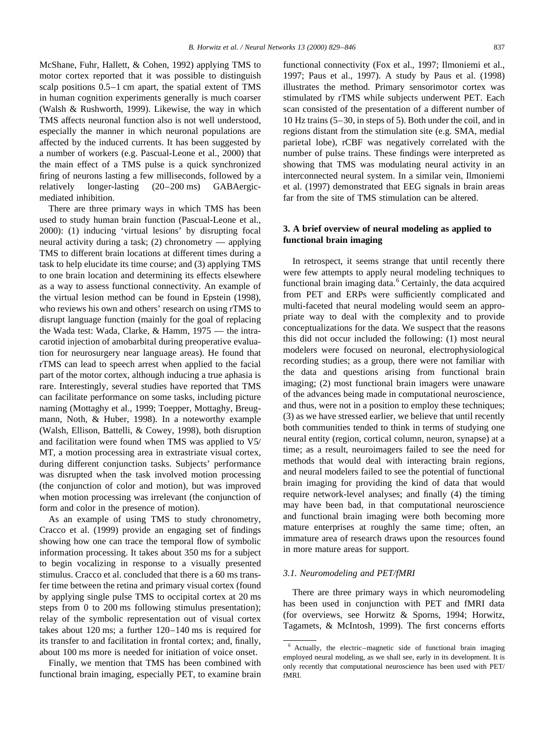McShane, Fuhr, Hallett, & Cohen, 1992) applying TMS to motor cortex reported that it was possible to distinguish scalp positions 0.5–1 cm apart, the spatial extent of TMS in human cognition experiments generally is much coarser (Walsh & Rushworth, 1999). Likewise, the way in which TMS affects neuronal function also is not well understood, especially the manner in which neuronal populations are affected by the induced currents. It has been suggested by a number of workers (e.g. Pascual-Leone et al., 2000) that the main effect of a TMS pulse is a quick synchronized firing of neurons lasting a few milliseconds, followed by a relatively longer-lasting (20–200 ms) GABAergic-mediated inhibition.

There are three primary ways in which TMS has been used to study human brain function (Pascual-Leone et al., 2000): (1) inducing 'virtual lesions' by disrupting focal neural activity during a task; (2) chronometry — applying TMS to different brain locations at different times during a task to help elucidate its time course; and (3) applying TMS to one brain location and determining its effects elsewhere as a way to assess functional connectivity. An example of the virtual lesion method can be found in Epstein (1998), who reviews his own and others' research on using rTMS to disrupt language function (mainly for the goal of replacing the Wada test: Wada, Clarke, & Hamm, 1975 — the intracarotid injection of amobarbital during preoperative evaluation for neurosurgery near language areas). He found that rTMS can lead to speech arrest when applied to the facial part of the motor cortex, although inducing a true aphasia is rare. Interestingly, several studies have reported that TMS can facilitate performance on some tasks, including picture naming (Mottaghy et al., 1999; Toepper, Mottaghy, Breugmann, Noth, & Huber, 1998). In a noteworthy example (Walsh, Ellison, Battelli, & Cowey, 1998), both disruption and facilitation were found when TMS was applied to V5/MT, a motion processing area in extrastriate visual cortex, during different conjunction tasks. Subjects' performance was disrupted when the task involved motion processing (the conjunction of color and motion), but was improved when motion processing was irrelevant (the conjunction of form and color in the presence of motion).

As an example of using TMS to study chronometry, Cracco et al. (1999) provide an engaging set of findings showing how one can trace the temporal flow of symbolic information processing. It takes about 350 ms for a subject to begin vocalizing in response to a visually presented stimulus. Cracco et al. concluded that there is a 60 ms transfer time between the retina and primary visual cortex (found by applying single pulse TMS to occipital cortex at 20 ms steps from 0 to 200 ms following stimulus presentation); relay of the symbolic representation out of visual cortex takes about 120 ms; a further 120–140 ms is required for its transfer to and facilitation in frontal cortex; and, finally, about 100 ms more is needed for initiation of voice onset.

Finally, we mention that TMS has been combined with functional brain imaging, especially PET, to examine brain functional connectivity (Fox et al., 1997; Ilmoniemi et al., 1997; Paus et al., 1997). A study by Paus et al. (1998) illustrates the method. Primary sensorimotor cortex was stimulated by rTMS while subjects underwent PET. Each scan consisted of the presentation of a different number of 10 Hz trains (5–30, in steps of 5). Both under the coil, and in regions distant from the stimulation site (e.g. SMA, medial parietal lobe), rCBF was negatively correlated with the number of pulse trains. These findings were interpreted as showing that TMS was modulating neural activity in an interconnected neural system. In a similar vein, Ilmoniemi et al. (1997) demonstrated that EEG signals in brain areas far from the site of TMS stimulation can be altered.

## 3. A brief overview of neural modeling as applied to functional brain imaging

In retrospect, it seems strange that until recently there were few attempts to apply neural modeling techniques to functional brain imaging data.[6] Certainly, the data acquired from PET and ERPs were sufficiently complicated and multi-faceted that neural modeling would seem an appropriate way to deal with the complexity and to provide conceptualizations for the data. We suspect that the reasons this did not occur included the following: (1) most neural modelers were focused on neuronal, electrophysiological recording studies; as a group, there were not familiar with the data and questions arising from functional brain imaging; (2) most functional brain imagers were unaware of the advances being made in computational neuroscience, and thus, were not in a position to employ these techniques; (3) as we have stressed earlier, we believe that until recently both communities tended to think in terms of studying one neural entity (region, cortical column, neuron, synapse) at a time; as a result, neuroimagers failed to see the need for methods that would deal with interacting brain regions, and neural modelers failed to see the potential of functional brain imaging for providing the kind of data that would require network-level analyses; and finally (4) the timing may have been bad, in that computational neuroscience and functional brain imaging were both becoming more mature enterprises at roughly the same time; often, an immature area of research draws upon the resources found in more mature areas for support.

### 3.1. Neuromodeling and PET/fMRI

There are three primary ways in which neuromodeling has been used in conjunction with PET and fMRI data (for overviews, see Horwitz & Sporns, 1994; Horwitz, Tagamets, & McIntosh, 1999). The first concerns efforts

[6] Actually, the electric–magnetic side of functional brain imaging employed neural modeling, as we shall see, early in its development. It is only recently that computational neuroscience has been used with PET/fMRI.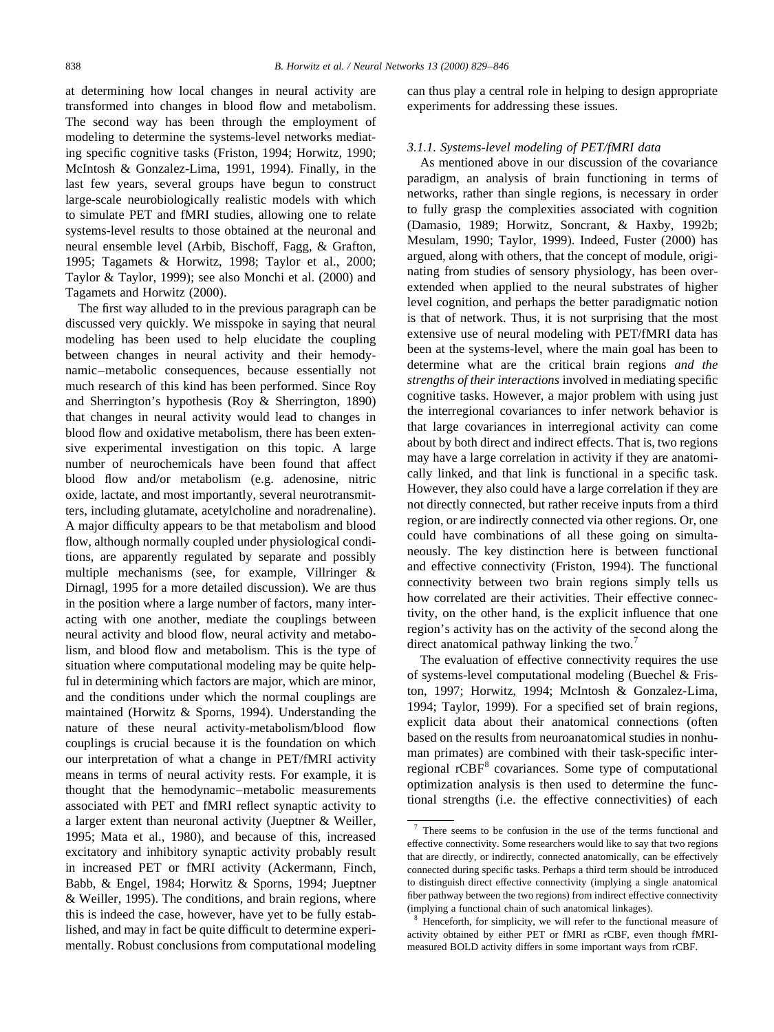at determining how local changes in neural activity are transformed into changes in blood flow and metabolism. The second way has been through the employment of modeling to determine the systems-level networks mediating specific cognitive tasks (Friston, 1994; Horwitz, 1990; McIntosh & Gonzalez-Lima, 1991, 1994). Finally, in the last few years, several groups have begun to construct large-scale neurobiologically realistic models with which to simulate PET and fMRI studies, allowing one to relate systems-level results to those obtained at the neuronal and neural ensemble level (Arbib, Bischoff, Fagg, & Grafton, 1995; Tagamets & Horwitz, 1998; Taylor et al., 2000; Taylor & Taylor, 1999); see also Monchi et al. (2000) and Tagamets and Horwitz (2000).

The first way alluded to in the previous paragraph can be discussed very quickly. We misspoke in saying that neural modeling has been used to help elucidate the coupling between changes in neural activity and their hemodynamic–metabolic consequences, because essentially not much research of this kind has been performed. Since Roy and Sherrington's hypothesis (Roy & Sherrington, 1890) that changes in neural activity would lead to changes in blood flow and oxidative metabolism, there has been extensive experimental investigation on this topic. A large number of neurochemicals have been found that affect blood flow and/or metabolism (e.g. adenosine, nitric oxide, lactate, and most importantly, several neurotransmitters, including glutamate, acetylcholine and noradrenaline). A major difficulty appears to be that metabolism and blood flow, although normally coupled under physiological conditions, are apparently regulated by separate and possibly multiple mechanisms (see, for example, Villringer & Dirnagl, 1995 for a more detailed discussion). We are thus in the position where a large number of factors, many interacting with one another, mediate the couplings between neural activity and blood flow, neural activity and metabolism, and blood flow and metabolism. This is the type of situation where computational modeling may be quite helpful in determining which factors are major, which are minor, and the conditions under which the normal couplings are maintained (Horwitz & Sporns, 1994). Understanding the nature of these neural activity-metabolism/blood flow couplings is crucial because it is the foundation on which our interpretation of what a change in PET/fMRI activity means in terms of neural activity rests. For example, it is thought that the hemodynamic–metabolic measurements associated with PET and fMRI reflect synaptic activity to a larger extent than neuronal activity (Jueptner & Weiller, 1995; Mata et al., 1980), and because of this, increased excitatory and inhibitory synaptic activity probably result in increased PET or fMRI activity (Ackermann, Finch, Babb, & Engel, 1984; Horwitz & Sporns, 1994; Jueptner & Weiller, 1995). The conditions, and brain regions, where this is indeed the case, however, have yet to be fully established, and may in fact be quite difficult to determine experimentally. Robust conclusions from computational modeling can thus play a central role in helping to design appropriate experiments for addressing these issues.

### 3.1.1. Systems-level modeling of PET/fMRI data

As mentioned above in our discussion of the covariance paradigm, an analysis of brain functioning in terms of networks, rather than single regions, is necessary in order to fully grasp the complexities associated with cognition (Damasio, 1989; Horwitz, Soncrant, & Haxby, 1992b; Mesulam, 1990; Taylor, 1999). Indeed, Fuster (2000) has argued, along with others, that the concept of module, originating from studies of sensory physiology, has been overextended when applied to the neural substrates of higher level cognition, and perhaps the better paradigmatic notion is that of network. Thus, it is not surprising that the most extensive use of neural modeling with PET/fMRI data has been at the systems-level, where the main goal has been to determine what are the critical brain regions *and the strengths of their interactions* involved in mediating specific cognitive tasks. However, a major problem with using just the interregional covariances to infer network behavior is that large covariances in interregional activity can come about by both direct and indirect effects. That is, two regions may have a large correlation in activity if they are anatomically linked, and that link is functional in a specific task. However, they also could have a large correlation if they are not directly connected, but rather receive inputs from a third region, or are indirectly connected via other regions. Or, one could have combinations of all these going on simultaneously. The key distinction here is between functional and effective connectivity (Friston, 1994). The functional connectivity between two brain regions simply tells us how correlated are their activities. Their effective connectivity, on the other hand, is the explicit influence that one region's activity has on the activity of the second along the direct anatomical pathway linking the two.[7]

The evaluation of effective connectivity requires the use of systems-level computational modeling (Buechel & Friston, 1997; Horwitz, 1994; McIntosh & Gonzalez-Lima, 1994; Taylor, 1999). For a specified set of brain regions, explicit data about their anatomical connections (often based on the results from neuroanatomical studies in nonhuman primates) are combined with their task-specific interregional rCBF[8] covariances. Some type of computational optimization analysis is then used to determine the functional strengths (i.e. the effective connectivities) of each

[7] There seems to be confusion in the use of the terms functional and effective connectivity. Some researchers would like to say that two regions that are directly, or indirectly, connected anatomically, can be effectively connected during specific tasks. Perhaps a third term should be introduced to distinguish direct effective connectivity (implying a single anatomical fiber pathway between the two regions) from indirect effective connectivity (implying a functional chain of such anatomical linkages).

[8] Henceforth, for simplicity, we will refer to the functional measure of activity obtained by either PET or fMRI as rCBF, even though fMRI-measured BOLD activity differs in some important ways from rCBF.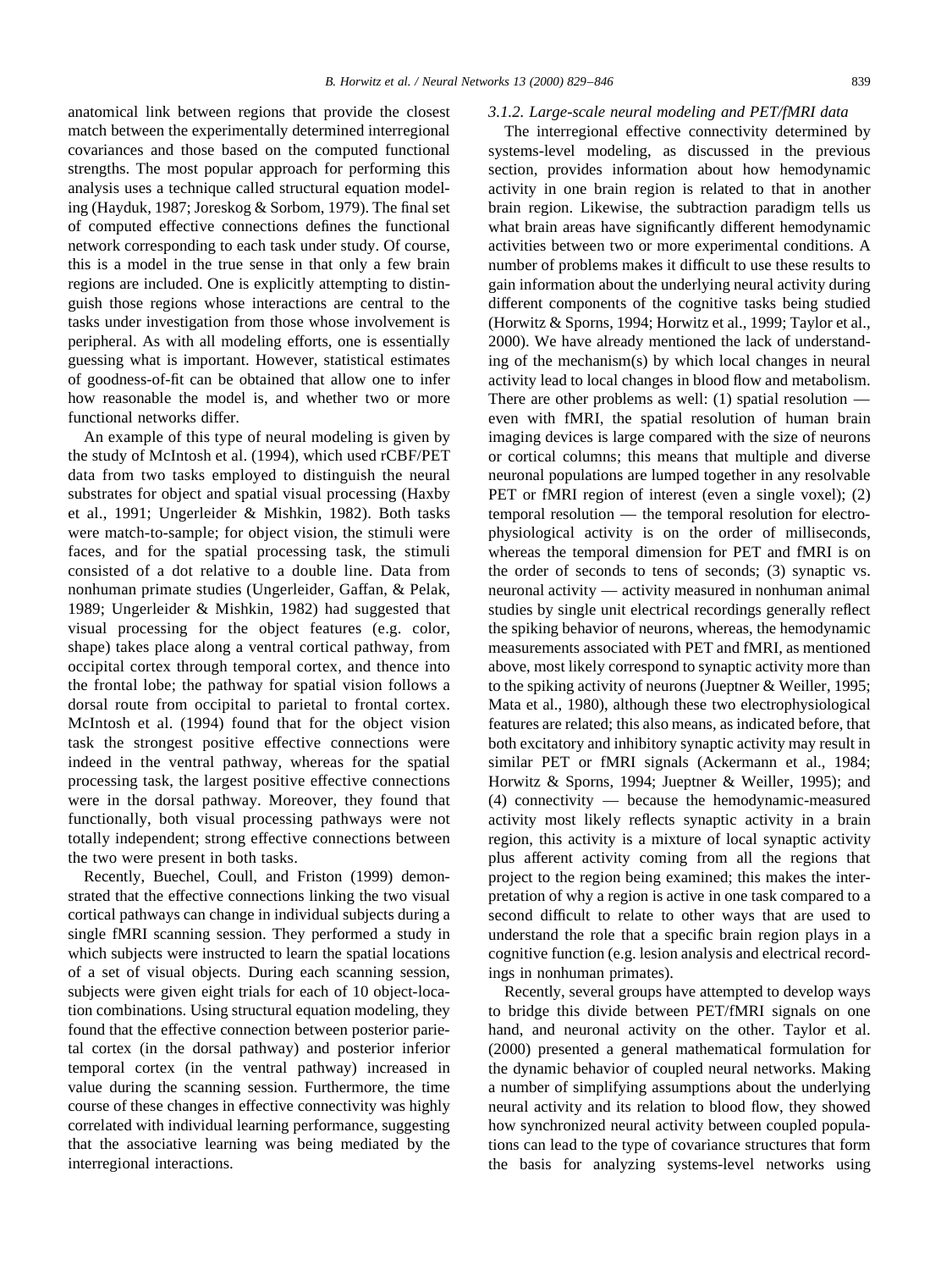anatomical link between regions that provide the closest match between the experimentally determined interregional covariances and those based on the computed functional strengths. The most popular approach for performing this analysis uses a technique called structural equation modeling (Hayduk, 1987; Joreskog & Sorbom, 1979). The final set of computed effective connections defines the functional network corresponding to each task under study. Of course, this is a model in the true sense in that only a few brain regions are included. One is explicitly attempting to distinguish those regions whose interactions are central to the tasks under investigation from those whose involvement is peripheral. As with all modeling efforts, one is essentially guessing what is important. However, statistical estimates of goodness-of-fit can be obtained that allow one to infer how reasonable the model is, and whether two or more functional networks differ.

An example of this type of neural modeling is given by the study of McIntosh et al. (1994), which used rCBF/PET data from two tasks employed to distinguish the neural substrates for object and spatial visual processing (Haxby et al., 1991; Ungerleider & Mishkin, 1982). Both tasks were match-to-sample; for object vision, the stimuli were faces, and for the spatial processing task, the stimuli consisted of a dot relative to a double line. Data from nonhuman primate studies (Ungerleider, Gaffan, & Pelak, 1989; Ungerleider & Mishkin, 1982) had suggested that visual processing for the object features (e.g. color, shape) takes place along a ventral cortical pathway, from occipital cortex through temporal cortex, and thence into the frontal lobe; the pathway for spatial vision follows a dorsal route from occipital to parietal to frontal cortex. McIntosh et al. (1994) found that for the object vision task the strongest positive effective connections were indeed in the ventral pathway, whereas for the spatial processing task, the largest positive effective connections were in the dorsal pathway. Moreover, they found that functionally, both visual processing pathways were not totally independent; strong effective connections between the two were present in both tasks.

Recently, Buechel, Coull, and Friston (1999) demonstrated that the effective connections linking the two visual cortical pathways can change in individual subjects during a single fMRI scanning session. They performed a study in which subjects were instructed to learn the spatial locations of a set of visual objects. During each scanning session, subjects were given eight trials for each of 10 object-location combinations. Using structural equation modeling, they found that the effective connection between posterior parietal cortex (in the dorsal pathway) and posterior inferior temporal cortex (in the ventral pathway) increased in value during the scanning session. Furthermore, the time course of these changes in effective connectivity was highly correlated with individual learning performance, suggesting that the associative learning was being mediated by the interregional interactions.

### 3.1.2. Large-scale neural modeling and PET/fMRI data

The interregional effective connectivity determined by systems-level modeling, as discussed in the previous section, provides information about how hemodynamic activity in one brain region is related to that in another brain region. Likewise, the subtraction paradigm tells us what brain areas have significantly different hemodynamic activities between two or more experimental conditions. A number of problems makes it difficult to use these results to gain information about the underlying neural activity during different components of the cognitive tasks being studied (Horwitz & Sporns, 1994; Horwitz et al., 1999; Taylor et al., 2000). We have already mentioned the lack of understanding of the mechanism(s) by which local changes in neural activity lead to local changes in blood flow and metabolism. There are other problems as well: (1) spatial resolution — even with fMRI, the spatial resolution of human brain imaging devices is large compared with the size of neurons or cortical columns; this means that multiple and diverse neuronal populations are lumped together in any resolvable PET or fMRI region of interest (even a single voxel); (2) temporal resolution — the temporal resolution for electrophysiological activity is on the order of milliseconds, whereas the temporal dimension for PET and fMRI is on the order of seconds to tens of seconds; (3) synaptic vs. neuronal activity — activity measured in nonhuman animal studies by single unit electrical recordings generally reflect the spiking behavior of neurons, whereas, the hemodynamic measurements associated with PET and fMRI, as mentioned above, most likely correspond to synaptic activity more than to the spiking activity of neurons (Jueptner & Weiller, 1995; Mata et al., 1980), although these two electrophysiological features are related; this also means, as indicated before, that both excitatory and inhibitory synaptic activity may result in similar PET or fMRI signals (Ackermann et al., 1984; Horwitz & Sporns, 1994; Jueptner & Weiller, 1995); and (4) connectivity — because the hemodynamic-measured activity most likely reflects synaptic activity in a brain region, this activity is a mixture of local synaptic activity plus afferent activity coming from all the regions that project to the region being examined; this makes the interpretation of why a region is active in one task compared to a second difficult to relate to other ways that are used to understand the role that a specific brain region plays in a cognitive function (e.g. lesion analysis and electrical recordings in nonhuman primates).

Recently, several groups have attempted to develop ways to bridge this divide between PET/fMRI signals on one hand, and neuronal activity on the other. Taylor et al. (2000) presented a general mathematical formulation for the dynamic behavior of coupled neural networks. Making a number of simplifying assumptions about the underlying neural activity and its relation to blood flow, they showed how synchronized neural activity between coupled populations can lead to the type of covariance structures that form the basis for analyzing systems-level networks using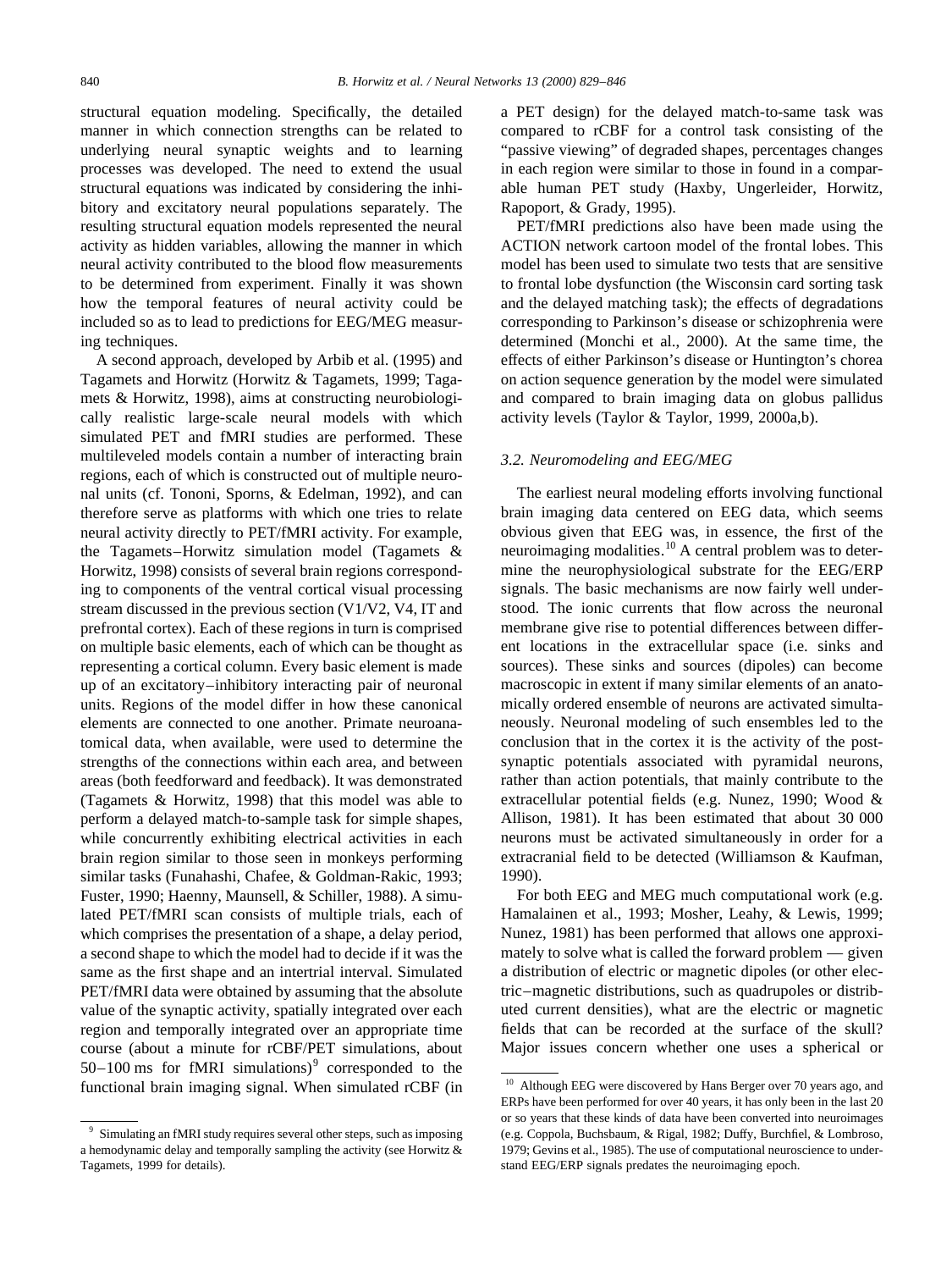structural equation modeling. Specifically, the detailed manner in which connection strengths can be related to underlying neural synaptic weights and to learning processes was developed. The need to extend the usual structural equations was indicated by considering the inhibitory and excitatory neural populations separately. The resulting structural equation models represented the neural activity as hidden variables, allowing the manner in which neural activity contributed to the blood flow measurements to be determined from experiment. Finally it was shown how the temporal features of neural activity could be included so as to lead to predictions for EEG/MEG measuring techniques.

A second approach, developed by Arbib et al. (1995) and Tagamets and Horwitz (Horwitz & Tagamets, 1999; Tagamets & Horwitz, 1998), aims at constructing neurobiologically realistic large-scale neural models with which simulated PET and fMRI studies are performed. These multileveled models contain a number of interacting brain regions, each of which is constructed out of multiple neuronal units (cf. Tononi, Sporns, & Edelman, 1992), and can therefore serve as platforms with which one tries to relate neural activity directly to PET/fMRI activity. For example, the Tagamets–Horwitz simulation model (Tagamets & Horwitz, 1998) consists of several brain regions corresponding to components of the ventral cortical visual processing stream discussed in the previous section (V1/V2, V4, IT and prefrontal cortex). Each of these regions in turn is comprised on multiple basic elements, each of which can be thought as representing a cortical column. Every basic element is made up of an excitatory–inhibitory interacting pair of neuronal units. Regions of the model differ in how these canonical elements are connected to one another. Primate neuroanatomical data, when available, were used to determine the strengths of the connections within each area, and between areas (both feedforward and feedback). It was demonstrated (Tagamets & Horwitz, 1998) that this model was able to perform a delayed match-to-sample task for simple shapes, while concurrently exhibiting electrical activities in each brain region similar to those seen in monkeys performing similar tasks (Funahashi, Chafee, & Goldman-Rakic, 1993; Fuster, 1990; Haenny, Maunsell, & Schiller, 1988). A simulated PET/fMRI scan consists of multiple trials, each of which comprises the presentation of a shape, a delay period, a second shape to which the model had to decide if it was the same as the first shape and an intertrial interval. Simulated PET/fMRI data were obtained by assuming that the absolute value of the synaptic activity, spatially integrated over each region and temporally integrated over an appropriate time course (about a minute for rCBF/PET simulations, about 50–100 ms for fMRI simulations)[9] corresponded to the functional brain imaging signal. When simulated rCBF (in a PET design) for the delayed match-to-same task was compared to rCBF for a control task consisting of the "passive viewing" of degraded shapes, percentages changes in each region were similar to those found in a comparable human PET study (Haxby, Ungerleider, Horwitz, Rapoport, & Grady, 1995).

PET/fMRI predictions also have been made using the ACTION network cartoon model of the frontal lobes. This model has been used to simulate two tests that are sensitive to frontal lobe dysfunction (the Wisconsin card sorting task and the delayed matching task); the effects of degradations corresponding to Parkinson's disease or schizophrenia were determined (Monchi et al., 2000). At the same time, the effects of either Parkinson's disease or Huntington's chorea on action sequence generation by the model were simulated and compared to brain imaging data on globus pallidus activity levels (Taylor & Taylor, 1999, 2000a,b).

### 3.2. Neuromodeling and EEG/MEG

The earliest neural modeling efforts involving functional brain imaging data centered on EEG data, which seems obvious given that EEG was, in essence, the first of the neuroimaging modalities.[10] A central problem was to determine the neurophysiological substrate for the EEG/ERP signals. The basic mechanisms are now fairly well understood. The ionic currents that flow across the neuronal membrane give rise to potential differences between different locations in the extracellular space (i.e. sinks and sources). These sinks and sources (dipoles) can become macroscopic in extent if many similar elements of an anatomically ordered ensemble of neurons are activated simultaneously. Neuronal modeling of such ensembles led to the conclusion that in the cortex it is the activity of the postsynaptic potentials associated with pyramidal neurons, rather than action potentials, that mainly contribute to the extracellular potential fields (e.g. Nunez, 1990; Wood & Allison, 1981). It has been estimated that about 30 000 neurons must be activated simultaneously in order for a extracranial field to be detected (Williamson & Kaufman, 1990).

For both EEG and MEG much computational work (e.g. Hamalainen et al., 1993; Mosher, Leahy, & Lewis, 1999; Nunez, 1981) has been performed that allows one approximately to solve what is called the forward problem — given a distribution of electric or magnetic dipoles (or other electric–magnetic distributions, such as quadrupoles or distributed current densities), what are the electric or magnetic fields that can be recorded at the surface of the skull? Major issues concern whether one uses a spherical or

[9] Simulating an fMRI study requires several other steps, such as imposing a hemodynamic delay and temporally sampling the activity (see Horwitz & Tagamets, 1999 for details).

[10] Although EEG were discovered by Hans Berger over 70 years ago, and ERPs have been performed for over 40 years, it has only been in the last 20 or so years that these kinds of data have been converted into neuroimages (e.g. Coppola, Buchsbaum, & Rigal, 1982; Duffy, Burchfiel, & Lombroso, 1979; Gevins et al., 1985). The use of computational neuroscience to understand EEG/ERP signals predates the neuroimaging epoch.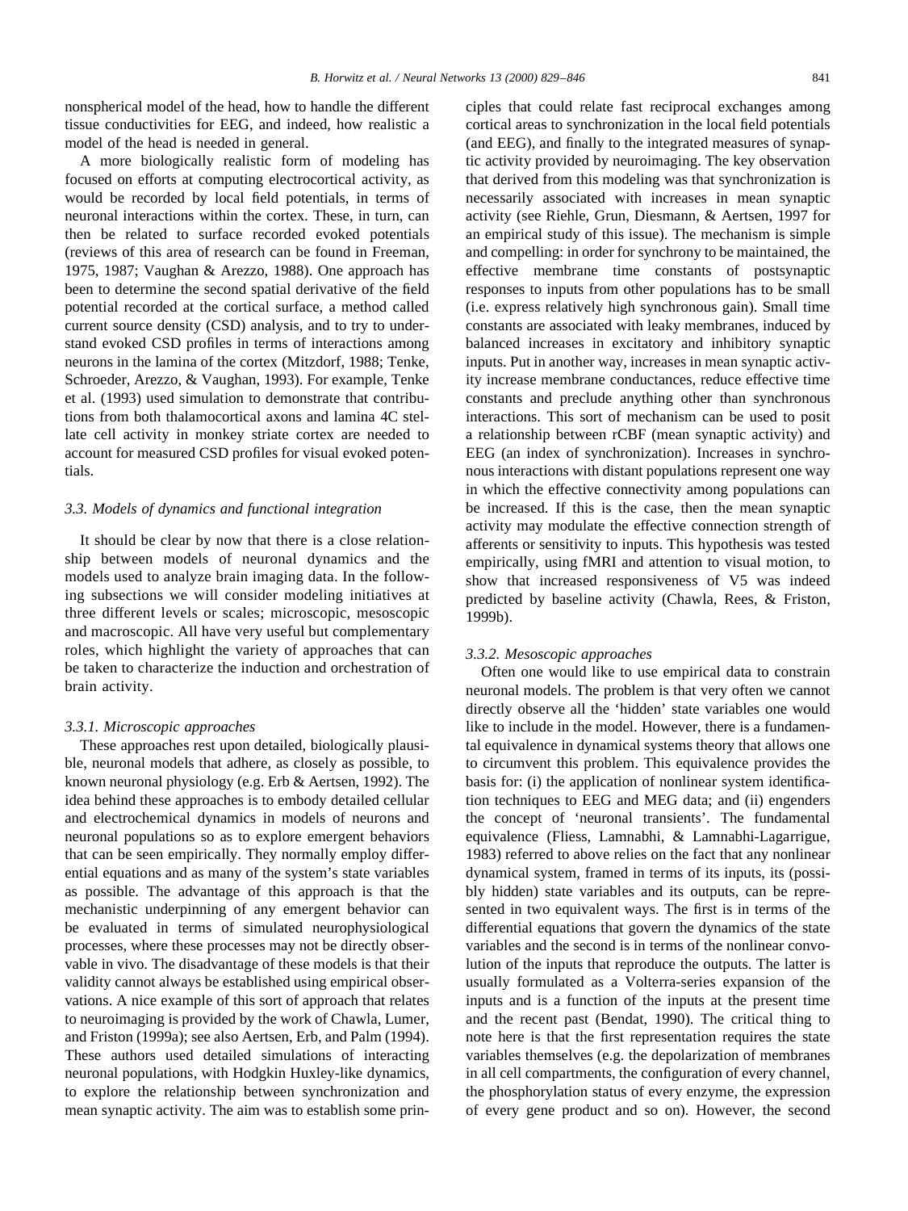nonspherical model of the head, how to handle the different tissue conductivities for EEG, and indeed, how realistic a model of the head is needed in general.

A more biologically realistic form of modeling has focused on efforts at computing electrocortical activity, as would be recorded by local field potentials, in terms of neuronal interactions within the cortex. These, in turn, can then be related to surface recorded evoked potentials (reviews of this area of research can be found in Freeman, 1975, 1987; Vaughan & Arezzo, 1988). One approach has been to determine the second spatial derivative of the field potential recorded at the cortical surface, a method called current source density (CSD) analysis, and to try to understand evoked CSD profiles in terms of interactions among neurons in the lamina of the cortex (Mitzdorf, 1988; Tenke, Schroeder, Arezzo, & Vaughan, 1993). For example, Tenke et al. (1993) used simulation to demonstrate that contributions from both thalamocortical axons and lamina 4C stellate cell activity in monkey striate cortex are needed to account for measured CSD profiles for visual evoked potentials.

### 3.3. Models of dynamics and functional integration

It should be clear by now that there is a close relationship between models of neuronal dynamics and the models used to analyze brain imaging data. In the following subsections we will consider modeling initiatives at three different levels or scales; microscopic, mesoscopic and macroscopic. All have very useful but complementary roles, which highlight the variety of approaches that can be taken to characterize the induction and orchestration of brain activity.

#### 3.3.1. Microscopic approaches

These approaches rest upon detailed, biologically plausible, neuronal models that adhere, as closely as possible, to known neuronal physiology (e.g. Erb & Aertsen, 1992). The idea behind these approaches is to embody detailed cellular and electrochemical dynamics in models of neurons and neuronal populations so as to explore emergent behaviors that can be seen empirically. They normally employ differential equations and as many of the system's state variables as possible. The advantage of this approach is that the mechanistic underpinning of any emergent behavior can be evaluated in terms of simulated neurophysiological processes, where these processes may not be directly observable in vivo. The disadvantage of these models is that their validity cannot always be established using empirical observations. A nice example of this sort of approach that relates to neuroimaging is provided by the work of Chawla, Lumer, and Friston (1999a); see also Aertsen, Erb, and Palm (1994). These authors used detailed simulations of interacting neuronal populations, with Hodgkin Huxley-like dynamics, to explore the relationship between synchronization and mean synaptic activity. The aim was to establish some principles that could relate fast reciprocal exchanges among cortical areas to synchronization in the local field potentials (and EEG), and finally to the integrated measures of synaptic activity provided by neuroimaging. The key observation that derived from this modeling was that synchronization is necessarily associated with increases in mean synaptic activity (see Riehle, Grun, Diesmann, & Aertsen, 1997 for an empirical study of this issue). The mechanism is simple and compelling: in order for synchrony to be maintained, the effective membrane time constants of postsynaptic responses to inputs from other populations has to be small (i.e. express relatively high synchronous gain). Small time constants are associated with leaky membranes, induced by balanced increases in excitatory and inhibitory synaptic inputs. Put in another way, increases in mean synaptic activity increase membrane conductances, reduce effective time constants and preclude anything other than synchronous interactions. This sort of mechanism can be used to posit a relationship between rCBF (mean synaptic activity) and EEG (an index of synchronization). Increases in synchronous interactions with distant populations represent one way in which the effective connectivity among populations can be increased. If this is the case, then the mean synaptic activity may modulate the effective connection strength of afferents or sensitivity to inputs. This hypothesis was tested empirically, using fMRI and attention to visual motion, to show that increased responsiveness of V5 was indeed predicted by baseline activity (Chawla, Rees, & Friston, 1999b).

#### 3.3.2. Mesoscopic approaches

Often one would like to use empirical data to constrain neuronal models. The problem is that very often we cannot directly observe all the 'hidden' state variables one would like to include in the model. However, there is a fundamental equivalence in dynamical systems theory that allows one to circumvent this problem. This equivalence provides the basis for: (i) the application of nonlinear system identification techniques to EEG and MEG data; and (ii) engenders the concept of 'neuronal transients'. The fundamental equivalence (Fliess, Lamnabhi, & Lamnabhi-Lagarrigue, 1983) referred to above relies on the fact that any nonlinear dynamical system, framed in terms of its inputs, its (possibly hidden) state variables and its outputs, can be represented in two equivalent ways. The first is in terms of the differential equations that govern the dynamics of the state variables and the second is in terms of the nonlinear convolution of the inputs that reproduce the outputs. The latter is usually formulated as a Volterra-series expansion of the inputs and is a function of the inputs at the present time and the recent past (Bendat, 1990). The critical thing to note here is that the first representation requires the state variables themselves (e.g. the depolarization of membranes in all cell compartments, the configuration of every channel, the phosphorylation status of every enzyme, the expression of every gene product and so on). However, the second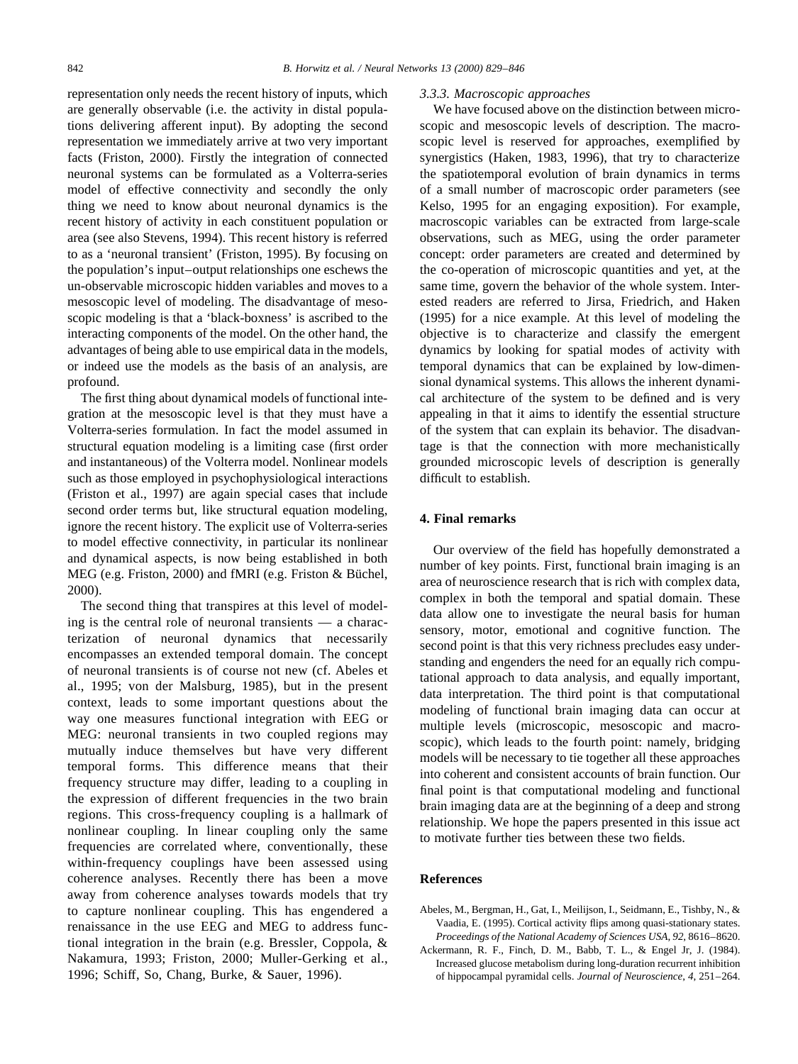representation only needs the recent history of inputs, which are generally observable (i.e. the activity in distal populations delivering afferent input). By adopting the second representation we immediately arrive at two very important facts (Friston, 2000). Firstly the integration of connected neuronal systems can be formulated as a Volterra-series model of effective connectivity and secondly the only thing we need to know about neuronal dynamics is the recent history of activity in each constituent population or area (see also Stevens, 1994). This recent history is referred to as a 'neuronal transient' (Friston, 1995). By focusing on the population's input–output relationships one eschews the un-observable microscopic hidden variables and moves to a mesoscopic level of modeling. The disadvantage of mesoscopic modeling is that a 'black-boxness' is ascribed to the interacting components of the model. On the other hand, the advantages of being able to use empirical data in the models, or indeed use the models as the basis of an analysis, are profound.

The first thing about dynamical models of functional integration at the mesoscopic level is that they must have a Volterra-series formulation. In fact the model assumed in structural equation modeling is a limiting case (first order and instantaneous) of the Volterra model. Nonlinear models such as those employed in psychophysiological interactions (Friston et al., 1997) are again special cases that include second order terms but, like structural equation modeling, ignore the recent history. The explicit use of Volterra-series to model effective connectivity, in particular its nonlinear and dynamical aspects, is now being established in both MEG (e.g. Friston, 2000) and fMRI (e.g. Friston & Büchel, 2000).

The second thing that transpires at this level of modeling is the central role of neuronal transients — a characterization of neuronal dynamics that necessarily encompasses an extended temporal domain. The concept of neuronal transients is of course not new (cf. Abeles et al., 1995; von der Malsburg, 1985), but in the present context, leads to some important questions about the way one measures functional integration with EEG or MEG: neuronal transients in two coupled regions may mutually induce themselves but have very different temporal forms. This difference means that their frequency structure may differ, leading to a coupling in the expression of different frequencies in the two brain regions. This cross-frequency coupling is a hallmark of nonlinear coupling. In linear coupling only the same frequencies are correlated where, conventionally, these within-frequency couplings have been assessed using coherence analyses. Recently there has been a move away from coherence analyses towards models that try to capture nonlinear coupling. This has engendered a renaissance in the use EEG and MEG to address functional integration in the brain (e.g. Bressler, Coppola, & Nakamura, 1993; Friston, 2000; Muller-Gerking et al., 1996; Schiff, So, Chang, Burke, & Sauer, 1996).

#### *3.3.3. Macroscopic approaches*

We have focused above on the distinction between microscopic and mesoscopic levels of description. The macroscopic level is reserved for approaches, exemplified by synergistics (Haken, 1983, 1996), that try to characterize the spatiotemporal evolution of brain dynamics in terms of a small number of macroscopic order parameters (see Kelso, 1995 for an engaging exposition). For example, macroscopic variables can be extracted from large-scale observations, such as MEG, using the order parameter concept: order parameters are created and determined by the co-operation of microscopic quantities and yet, at the same time, govern the behavior of the whole system. Interested readers are referred to Jirsa, Friedrich, and Haken (1995) for a nice example. At this level of modeling the objective is to characterize and classify the emergent dynamics by looking for spatial modes of activity with temporal dynamics that can be explained by low-dimensional dynamical systems. This allows the inherent dynamical architecture of the system to be defined and is very appealing in that it aims to identify the essential structure of the system that can explain its behavior. The disadvantage is that the connection with more mechanistically grounded microscopic levels of description is generally difficult to establish.

## 4. Final remarks

Our overview of the field has hopefully demonstrated a number of key points. First, functional brain imaging is an area of neuroscience research that is rich with complex data, complex in both the temporal and spatial domain. These data allow one to investigate the neural basis for human sensory, motor, emotional and cognitive function. The second point is that this very richness precludes easy understanding and engenders the need for an equally rich computational approach to data analysis, and equally important, data interpretation. The third point is that computational modeling of functional brain imaging data can occur at multiple levels (microscopic, mesoscopic and macroscopic), which leads to the fourth point: namely, bridging models will be necessary to tie together all these approaches into coherent and consistent accounts of brain function. Our final point is that computational modeling and functional brain imaging data are at the beginning of a deep and strong relationship. We hope the papers presented in this issue act to motivate further ties between these two fields.

## References

Abeles, M., Bergman, H., Gat, I., Meilijson, I., Seidmann, E., Tishby, N., & Vaadia, E. (1995). Cortical activity flips among quasi-stationary states. *Proceedings of the National Academy of Sciences USA*, *92*, 8616–8620.

Ackermann, R. F., Finch, D. M., Babb, T. L., & Engel Jr, J. (1984). Increased glucose metabolism during long-duration recurrent inhibition of hippocampal pyramidal cells. *Journal of Neuroscience*, *4*, 251–264.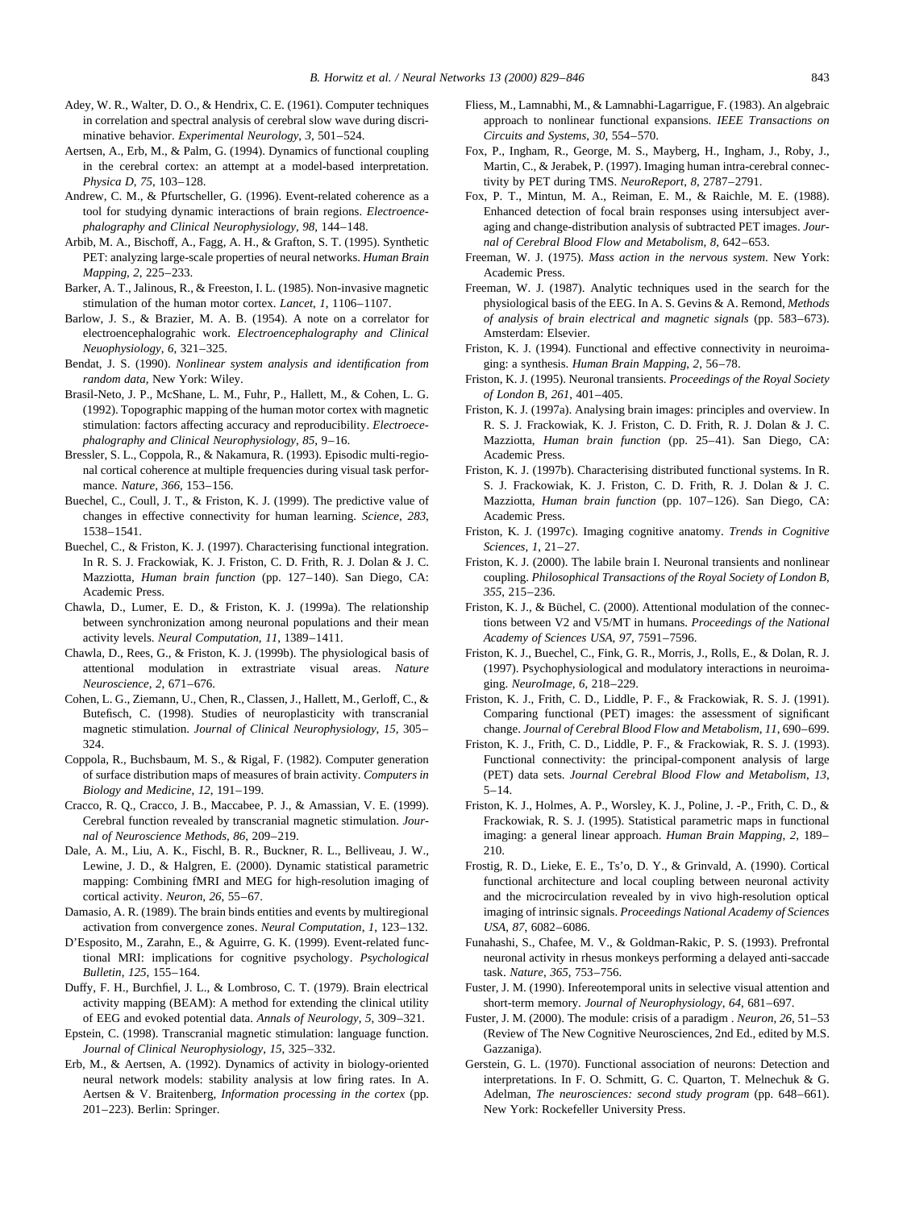Adey, W. R., Walter, D. O., & Hendrix, C. E. (1961). Computer techniques in correlation and spectral analysis of cerebral slow wave during discriminative behavior. *Experimental Neurology*, *3*, 501–524.

Aertsen, A., Erb, M., & Palm, G. (1994). Dynamics of functional coupling in the cerebral cortex: an attempt at a model-based interpretation. *Physica D*, *75*, 103–128.

Andrew, C. M., & Pfurtscheller, G. (1996). Event-related coherence as a tool for studying dynamic interactions of brain regions. *Electroencephalography and Clinical Neurophysiology*, *98*, 144–148.

Arbib, M. A., Bischoff, A., Fagg, A. H., & Grafton, S. T. (1995). Synthetic PET: analyzing large-scale properties of neural networks. *Human Brain Mapping*, *2*, 225–233.

Barker, A. T., Jalinous, R., & Freeston, I. L. (1985). Non-invasive magnetic stimulation of the human motor cortex. *Lancet*, *1*, 1106–1107.

Barlow, J. S., & Brazier, M. A. B. (1954). A note on a correlator for electroencephalograhic work. *Electroencephalography and Clinical Neuophysiology*, *6*, 321–325.

Bendat, J. S. (1990). *Nonlinear system analysis and identification from random data*, New York: Wiley.

Brasil-Neto, J. P., McShane, L. M., Fuhr, P., Hallett, M., & Cohen, L. G. (1992). Topographic mapping of the human motor cortex with magnetic stimulation: factors affecting accuracy and reproducibility. *Electroecephalography and Clinical Neurophysiology*, *85*, 9–16.

Bressler, S. L., Coppola, R., & Nakamura, R. (1993). Episodic multi-regional cortical coherence at multiple frequencies during visual task performance. *Nature*, *366*, 153–156.

Buechel, C., Coull, J. T., & Friston, K. J. (1999). The predictive value of changes in effective connectivity for human learning. *Science*, *283*, 1538–1541.

Buechel, C., & Friston, K. J. (1997). Characterising functional integration. In R. S. J. Frackowiak, K. J. Friston, C. D. Frith, R. J. Dolan & J. C. Mazziotta, *Human brain function* (pp. 127–140). San Diego, CA: Academic Press.

Chawla, D., Lumer, E. D., & Friston, K. J. (1999a). The relationship between synchronization among neuronal populations and their mean activity levels. *Neural Computation*, *11*, 1389–1411.

Chawla, D., Rees, G., & Friston, K. J. (1999b). The physiological basis of attentional modulation in extrastriate visual areas. *Nature Neuroscience*, *2*, 671–676.

Cohen, L. G., Ziemann, U., Chen, R., Classen, J., Hallett, M., Gerloff, C., & Butefisch, C. (1998). Studies of neuroplasticity with transcranial magnetic stimulation. *Journal of Clinical Neurophysiology*, *15*, 305–324.

Coppola, R., Buchsbaum, M. S., & Rigal, F. (1982). Computer generation of surface distribution maps of measures of brain activity. *Computers in Biology and Medicine*, *12*, 191–199.

Cracco, R. Q., Cracco, J. B., Maccabee, P. J., & Amassian, V. E. (1999). Cerebral function revealed by transcranial magnetic stimulation. *Journal of Neuroscience Methods*, *86*, 209–219.

Dale, A. M., Liu, A. K., Fischl, B. R., Buckner, R. L., Belliveau, J. W., Lewine, J. D., & Halgren, E. (2000). Dynamic statistical parametric mapping: Combining fMRI and MEG for high-resolution imaging of cortical activity. *Neuron*, *26*, 55–67.

Damasio, A. R. (1989). The brain binds entities and events by multiregional activation from convergence zones. *Neural Computation*, *1*, 123–132.

D'Esposito, M., Zarahn, E., & Aguirre, G. K. (1999). Event-related functional MRI: implications for cognitive psychology. *Psychological Bulletin*, *125*, 155–164.

Duffy, F. H., Burchfiel, J. L., & Lombroso, C. T. (1979). Brain electrical activity mapping (BEAM): A method for extending the clinical utility of EEG and evoked potential data. *Annals of Neurology*, *5*, 309–321.

Epstein, C. (1998). Transcranial magnetic stimulation: language function. *Journal of Clinical Neurophysiology*, *15*, 325–332.

Erb, M., & Aertsen, A. (1992). Dynamics of activity in biology-oriented neural network models: stability analysis at low firing rates. In A. Aertsen & V. Braitenberg, *Information processing in the cortex* (pp. 201–223). Berlin: Springer.

Fliess, M., Lamnabhi, M., & Lamnabhi-Lagarrigue, F. (1983). An algebraic approach to nonlinear functional expansions. *IEEE Transactions on Circuits and Systems*, *30*, 554–570.

Fox, P., Ingham, R., George, M. S., Mayberg, H., Ingham, J., Roby, J., Martin, C., & Jerabek, P. (1997). Imaging human intra-cerebral connectivity by PET during TMS. *NeuroReport*, *8*, 2787–2791.

Fox, P. T., Mintun, M. A., Reiman, E. M., & Raichle, M. E. (1988). Enhanced detection of focal brain responses using intersubject averaging and change-distribution analysis of subtracted PET images. *Journal of Cerebral Blood Flow and Metabolism*, *8*, 642–653.

Freeman, W. J. (1975). *Mass action in the nervous system*. New York: Academic Press.

Freeman, W. J. (1987). Analytic techniques used in the search for the physiological basis of the EEG. In A. S. Gevins & A. Remond, *Methods of analysis of brain electrical and magnetic signals* (pp. 583–673). Amsterdam: Elsevier.

Friston, K. J. (1994). Functional and effective connectivity in neuroimaging: a synthesis. *Human Brain Mapping*, *2*, 56–78.

Friston, K. J. (1995). Neuronal transients. *Proceedings of the Royal Society of London B*, *261*, 401–405.

Friston, K. J. (1997a). Analysing brain images: principles and overview. In R. S. J. Frackowiak, K. J. Friston, C. D. Frith, R. J. Dolan & J. C. Mazziotta, *Human brain function* (pp. 25–41). San Diego, CA: Academic Press.

Friston, K. J. (1997b). Characterising distributed functional systems. In R. S. J. Frackowiak, K. J. Friston, C. D. Frith, R. J. Dolan & J. C. Mazziotta, *Human brain function* (pp. 107–126). San Diego, CA: Academic Press.

Friston, K. J. (1997c). Imaging cognitive anatomy. *Trends in Cognitive Sciences*, *1*, 21–27.

Friston, K. J. (2000). The labile brain I. Neuronal transients and nonlinear coupling. *Philosophical Transactions of the Royal Society of London B*, *355*, 215–236.

Friston, K. J., & Büchel, C. (2000). Attentional modulation of the connections between V2 and V5/MT in humans. *Proceedings of the National Academy of Sciences USA*, *97*, 7591–7596.

Friston, K. J., Buechel, C., Fink, G. R., Morris, J., Rolls, E., & Dolan, R. J. (1997). Psychophysiological and modulatory interactions in neuroimaging. *NeuroImage*, *6*, 218–229.

Friston, K. J., Frith, C. D., Liddle, P. F., & Frackowiak, R. S. J. (1991). Comparing functional (PET) images: the assessment of significant change. *Journal of Cerebral Blood Flow and Metabolism*, *11*, 690–699.

Friston, K. J., Frith, C. D., Liddle, P. F., & Frackowiak, R. S. J. (1993). Functional connectivity: the principal-component analysis of large (PET) data sets. *Journal Cerebral Blood Flow and Metabolism*, *13*, 5–14.

Friston, K. J., Holmes, A. P., Worsley, K. J., Poline, J. -P., Frith, C. D., & Frackowiak, R. S. J. (1995). Statistical parametric maps in functional imaging: a general linear approach. *Human Brain Mapping*, *2*, 189–210.

Frostig, R. D., Lieke, E. E., Ts'o, D. Y., & Grinvald, A. (1990). Cortical functional architecture and local coupling between neuronal activity and the microcirculation revealed by in vivo high-resolution optical imaging of intrinsic signals. *Proceedings National Academy of Sciences USA*, *87*, 6082–6086.

Funahashi, S., Chafee, M. V., & Goldman-Rakic, P. S. (1993). Prefrontal neuronal activity in rhesus monkeys performing a delayed anti-saccade task. *Nature*, *365*, 753–756.

Fuster, J. M. (1990). Infereotemporal units in selective visual attention and short-term memory. *Journal of Neurophysiology*, *64*, 681–697.

Fuster, J. M. (2000). The module: crisis of a paradigm . *Neuron*, *26*, 51–53 (Review of The New Cognitive Neurosciences, 2nd Ed., edited by M.S. Gazzaniga).

Gerstein, G. L. (1970). Functional association of neurons: Detection and interpretations. In F. O. Schmitt, G. C. Quarton, T. Melnechuk & G. Adelman, *The neurosciences: second study program* (pp. 648–661). New York: Rockefeller University Press.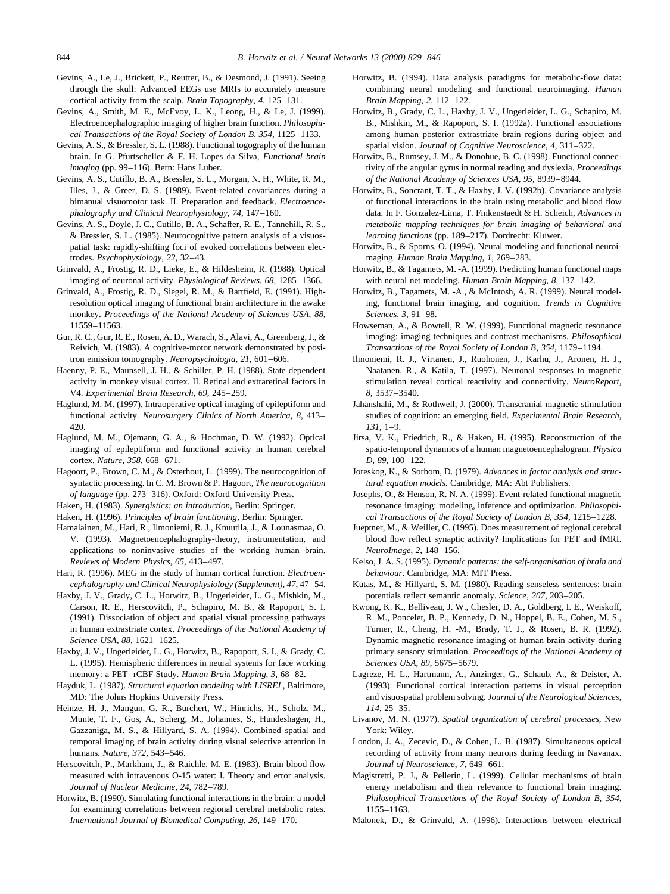Gevins, A., Le, J., Brickett, P., Reutter, B., & Desmond, J. (1991). Seeing through the skull: Advanced EEGs use MRIs to accurately measure cortical activity from the scalp. *Brain Topography*, *4*, 125–131.

Gevins, A., Smith, M. E., McEvoy, L. K., Leong, H., & Le, J. (1999). Electroencephalographic imaging of higher brain function. *Philosophical Transactions of the Royal Society of London B*, *354*, 1125–1133.

Gevins, A. S., & Bressler, S. L. (1988). Functional togography of the human brain. In G. Pfurtscheller & F. H. Lopes da Silva, *Functional brain imaging* (pp. 99–116). Bern: Hans Luber.

Gevins, A. S., Cutillo, B. A., Bressler, S. L., Morgan, N. H., White, R. M., Illes, J., & Greer, D. S. (1989). Event-related covariances during a bimanual visuomotor task. II. Preparation and feedback. *Electroencephalography and Clinical Neurophysiology*, *74*, 147–160.

Gevins, A. S., Doyle, J. C., Cutillo, B. A., Schaffer, R. E., Tannehill, R. S., & Bressler, S. L. (1985). Neurocognitive pattern analysis of a visuospatial task: rapidly-shifting foci of evoked correlations between electrodes. *Psychophysiology*, *22*, 32–43.

Grinvald, A., Frostig, R. D., Lieke, E., & Hildesheim, R. (1988). Optical imaging of neuronal activity. *Physiological Reviews*, *68*, 1285–1366.

Grinvald, A., Frostig, R. D., Siegel, R. M., & Bartfield, E. (1991). High-resolution optical imaging of functional brain architecture in the awake monkey. *Proceedings of the National Academy of Sciences USA*, *88*, 11559–11563.

Gur, R. C., Gur, R. E., Rosen, A. D., Warach, S., Alavi, A., Greenberg, J., & Reivich, M. (1983). A cognitive-motor network demonstrated by positron emission tomography. *Neuropsychologia*, *21*, 601–606.

Haenny, P. E., Maunsell, J. H., & Schiller, P. H. (1988). State dependent activity in monkey visual cortex. II. Retinal and extraretinal factors in V4. *Experimental Brain Research*, *69*, 245–259.

Haglund, M. M. (1997). Intraoperative optical imaging of epileptiform and functional activity. *Neurosurgery Clinics of North America*, *8*, 413–420.

Haglund, M. M., Ojemann, G. A., & Hochman, D. W. (1992). Optical imaging of epileptiform and functional activity in human cerebral cortex. *Nature*, *358*, 668–671.

Hagoort, P., Brown, C. M., & Osterhout, L. (1999). The neurocognition of syntactic processing. In C. M. Brown & P. Hagoort, *The neurocognition of language* (pp. 273–316). Oxford: Oxford University Press.

Haken, H. (1983). *Synergistics: an introduction*, Berlin: Springer.

Haken, H. (1996). *Principles of brain functioning*, Berlin: Springer.

Hamalainen, M., Hari, R., Ilmoniemi, R. J., Knuutila, J., & Lounasmaa, O. V. (1993). Magnetoencephalography-theory, instrumentation, and applications to noninvasive studies of the working human brain. *Reviews of Modern Physics*, *65*, 413–497.

Hari, R. (1996). MEG in the study of human cortical function. *Electroencephalography and Clinical Neurophysiology (Supplement)*, *47*, 47–54.

Haxby, J. V., Grady, C. L., Horwitz, B., Ungerleider, L. G., Mishkin, M., Carson, R. E., Herscovitch, P., Schapiro, M. B., & Rapoport, S. I. (1991). Dissociation of object and spatial visual processing pathways in human extrastriate cortex. *Proceedings of the National Academy of Science USA*, *88*, 1621–1625.

Haxby, J. V., Ungerleider, L. G., Horwitz, B., Rapoport, S. I., & Grady, C. L. (1995). Hemispheric differences in neural systems for face working memory: a PET–rCBF Study. *Human Brain Mapping*, *3*, 68–82.

Hayduk, L. (1987). *Structural equation modeling with LISREL*, Baltimore, MD: The Johns Hopkins University Press.

Heinze, H. J., Mangun, G. R., Burchert, W., Hinrichs, H., Scholz, M., Munte, T. F., Gos, A., Scherg, M., Johannes, S., Hundeshagen, H., Gazzaniga, M. S., & Hillyard, S. A. (1994). Combined spatial and temporal imaging of brain activity during visual selective attention in humans. *Nature*, *372*, 543–546.

Herscovitch, P., Markham, J., & Raichle, M. E. (1983). Brain blood flow measured with intravenous O-15 water: I. Theory and error analysis. *Journal of Nuclear Medicine*, *24*, 782–789.

Horwitz, B. (1990). Simulating functional interactions in the brain: a model for examining correlations between regional cerebral metabolic rates. *International Journal of Biomedical Computing*, *26*, 149–170.

Horwitz, B. (1994). Data analysis paradigms for metabolic-flow data: combining neural modeling and functional neuroimaging. *Human Brain Mapping*, *2*, 112–122.

Horwitz, B., Grady, C. L., Haxby, J. V., Ungerleider, L. G., Schapiro, M. B., Mishkin, M., & Rapoport, S. I. (1992a). Functional associations among human posterior extrastriate brain regions during object and spatial vision. *Journal of Cognitive Neuroscience*, *4*, 311–322.

Horwitz, B., Rumsey, J. M., & Donohue, B. C. (1998). Functional connectivity of the angular gyrus in normal reading and dyslexia. *Proceedings of the National Academy of Sciences USA*, *95*, 8939–8944.

Horwitz, B., Soncrant, T. T., & Haxby, J. V. (1992b). Covariance analysis of functional interactions in the brain using metabolic and blood flow data. In F. Gonzalez-Lima, T. Finkenstaedt & H. Scheich, *Advances in metabolic mapping techniques for brain imaging of behavioral and learning functions* (pp. 189–217). Dordrecht: Kluwer.

Horwitz, B., & Sporns, O. (1994). Neural modeling and functional neuroimaging. *Human Brain Mapping*, *1*, 269–283.

Horwitz, B., & Tagamets, M. -A. (1999). Predicting human functional maps with neural net modeling. *Human Brain Mapping*, *8*, 137–142.

Horwitz, B., Tagamets, M. -A., & McIntosh, A. R. (1999). Neural modeling, functional brain imaging, and cognition. *Trends in Cognitive Sciences*, *3*, 91–98.

Howseman, A., & Bowtell, R. W. (1999). Functional magnetic resonance imaging: imaging techniques and contrast mechanisms. *Philosophical Transactions of the Royal Society of London B*, *354*, 1179–1194.

Ilmoniemi, R. J., Virtanen, J., Ruohonen, J., Karhu, J., Aronen, H. J., Naatanen, R., & Katila, T. (1997). Neuronal responses to magnetic stimulation reveal cortical reactivity and connectivity. *NeuroReport*, *8*, 3537–3540.

Jahanshahi, M., & Rothwell, J. (2000). Transcranial magnetic stimulation studies of cognition: an emerging field. *Experimental Brain Research*, *131*, 1–9.

Jirsa, V. K., Friedrich, R., & Haken, H. (1995). Reconstruction of the spatio-temporal dynamics of a human magnetoencephalogram. *Physica D*, *89*, 100–122.

Joreskog, K., & Sorbom, D. (1979). *Advances in factor analysis and structural equation models*. Cambridge, MA: Abt Publishers.

Josephs, O., & Henson, R. N. A. (1999). Event-related functional magnetic resonance imaging: modeling, inference and optimization. *Philosophical Transactions of the Royal Society of London B*, *354*, 1215–1228.

Jueptner, M., & Weiller, C. (1995). Does measurement of regional cerebral blood flow reflect synaptic activity? Implications for PET and fMRI. *NeuroImage*, *2*, 148–156.

Kelso, J. A. S. (1995). *Dynamic patterns: the self-organisation of brain and behaviour*. Cambridge, MA: MIT Press.

Kutas, M., & Hillyard, S. M. (1980). Reading senseless sentences: brain potentials reflect semantic anomaly. *Science*, *207*, 203–205.

Kwong, K. K., Belliveau, J. W., Chesler, D. A., Goldberg, I. E., Weiskoff, R. M., Poncelet, B. P., Kennedy, D. N., Hoppel, B. E., Cohen, M. S., Turner, R., Cheng, H. -M., Brady, T. J., & Rosen, B. R. (1992). Dynamic magnetic resonance imaging of human brain activity during primary sensory stimulation. *Proceedings of the National Academy of Sciences USA*, *89*, 5675–5679.

Lagreze, H. L., Hartmann, A., Anzinger, G., Schaub, A., & Deister, A. (1993). Functional cortical interaction patterns in visual perception and visuospatial problem solving. *Journal of the Neurological Sciences*, *114*, 25–35.

Livanov, M. N. (1977). *Spatial organization of cerebral processes*, New York: Wiley.

London, J. A., Zecevic, D., & Cohen, L. B. (1987). Simultaneous optical recording of activity from many neurons during feeding in Navanax. *Journal of Neuroscience*, *7*, 649–661.

Magistretti, P. J., & Pellerin, L. (1999). Cellular mechanisms of brain energy metabolism and their relevance to functional brain imaging. *Philosophical Transactions of the Royal Society of London B*, *354*, 1155–1163.

Malonek, D., & Grinvald, A. (1996). Interactions between electrical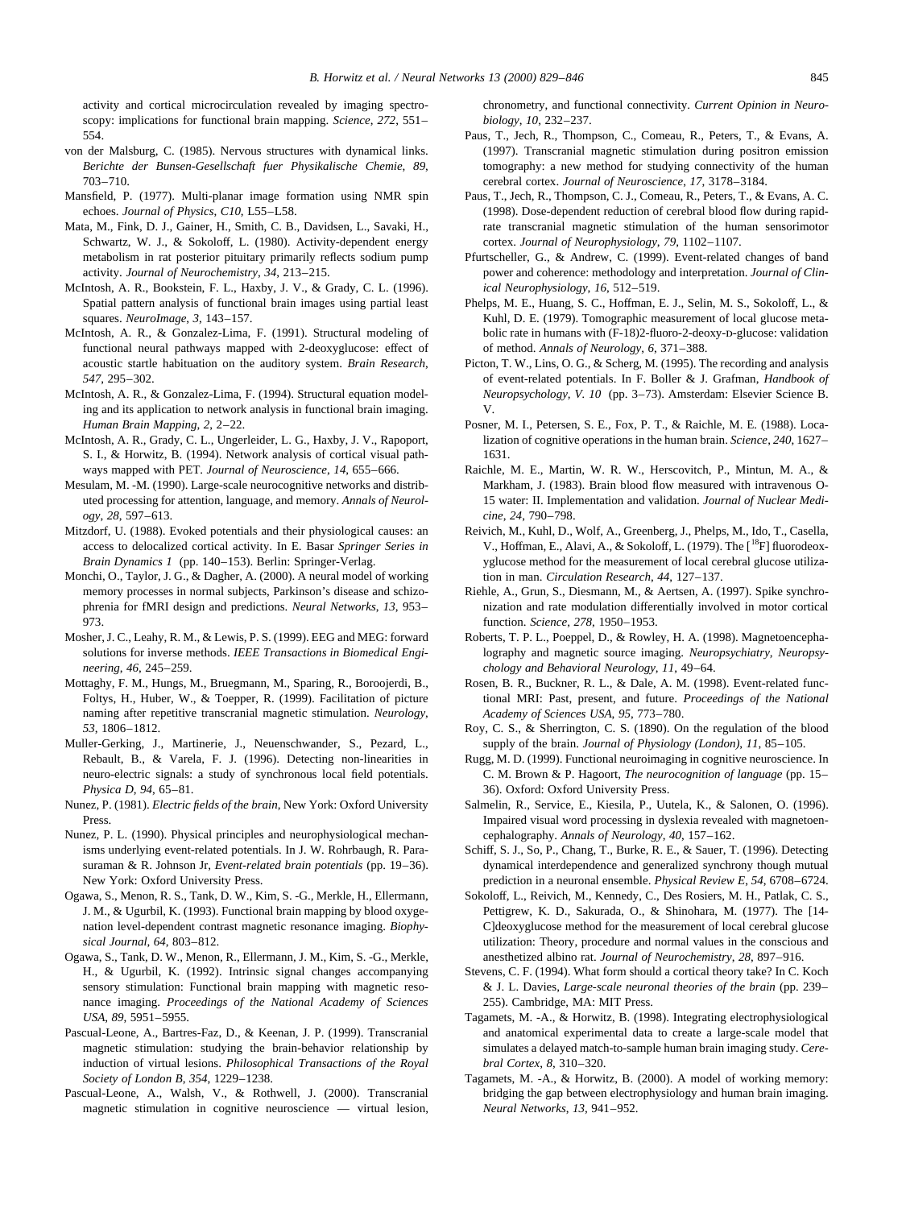activity and cortical microcirculation revealed by imaging spectroscopy: implications for functional brain mapping. *Science*, *272*, 551–554.

von der Malsburg, C. (1985). Nervous structures with dynamical links. *Berichte der Bunsen-Gesellschaft fuer Physikalische Chemie*, *89*, 703–710.

Mansfield, P. (1977). Multi-planar image formation using NMR spin echoes. *Journal of Physics, C10*, L55–L58.

Mata, M., Fink, D. J., Gainer, H., Smith, C. B., Davidsen, L., Savaki, H., Schwartz, W. J., & Sokoloff, L. (1980). Activity-dependent energy metabolism in rat posterior pituitary primarily reflects sodium pump activity. *Journal of Neurochemistry*, *34*, 213–215.

McIntosh, A. R., Bookstein, F. L., Haxby, J. V., & Grady, C. L. (1996). Spatial pattern analysis of functional brain images using partial least squares. *NeuroImage*, *3*, 143–157.

McIntosh, A. R., & Gonzalez-Lima, F. (1991). Structural modeling of functional neural pathways mapped with 2-deoxyglucose: effect of acoustic startle habituation on the auditory system. *Brain Research*, *547*, 295–302.

McIntosh, A. R., & Gonzalez-Lima, F. (1994). Structural equation modeling and its application to network analysis in functional brain imaging. *Human Brain Mapping*, *2*, 2–22.

McIntosh, A. R., Grady, C. L., Ungerleider, L. G., Haxby, J. V., Rapoport, S. I., & Horwitz, B. (1994). Network analysis of cortical visual pathways mapped with PET. *Journal of Neuroscience*, *14*, 655–666.

Mesulam, M. -M. (1990). Large-scale neurocognitive networks and distributed processing for attention, language, and memory. *Annals of Neurology*, *28*, 597–613.

Mitzdorf, U. (1988). Evoked potentials and their physiological causes: an access to delocalized cortical activity. In E. Basar *Springer Series in Brain Dynamics 1* (pp. 140–153). Berlin: Springer-Verlag.

Monchi, O., Taylor, J. G., & Dagher, A. (2000). A neural model of working memory processes in normal subjects, Parkinson's disease and schizophrenia for fMRI design and predictions. *Neural Networks*, *13*, 953–973.

Mosher, J. C., Leahy, R. M., & Lewis, P. S. (1999). EEG and MEG: forward solutions for inverse methods. *IEEE Transactions in Biomedical Engineering*, *46*, 245–259.

Mottaghy, F. M., Hungs, M., Bruegmann, M., Sparing, R., Boroojerdi, B., Foltys, H., Huber, W., & Toepper, R. (1999). Facilitation of picture naming after repetitive transcranial magnetic stimulation. *Neurology*, *53*, 1806–1812.

Muller-Gerking, J., Martinerie, J., Neuenschwander, S., Pezard, L., Rebault, B., & Varela, F. J. (1996). Detecting non-linearities in neuro-electric signals: a study of synchronous local field potentials. *Physica D*, *94*, 65–81.

Nunez, P. (1981). *Electric fields of the brain*, New York: Oxford University Press.

Nunez, P. L. (1990). Physical principles and neurophysiological mechanisms underlying event-related potentials. In J. W. Rohrbaugh, R. Parasuraman & R. Johnson Jr, *Event-related brain potentials* (pp. 19–36). New York: Oxford University Press.

Ogawa, S., Menon, R. S., Tank, D. W., Kim, S. -G., Merkle, H., Ellermann, J. M., & Ugurbil, K. (1993). Functional brain mapping by blood oxygenation level-dependent contrast magnetic resonance imaging. *Biophysical Journal*, *64*, 803–812.

Ogawa, S., Tank, D. W., Menon, R., Ellermann, J. M., Kim, S. -G., Merkle, H., & Ugurbil, K. (1992). Intrinsic signal changes accompanying sensory stimulation: Functional brain mapping with magnetic resonance imaging. *Proceedings of the National Academy of Sciences USA*, *89*, 5951–5955.

Pascual-Leone, A., Bartres-Faz, D., & Keenan, J. P. (1999). Transcranial magnetic stimulation: studying the brain-behavior relationship by induction of virtual lesions. *Philosophical Transactions of the Royal Society of London B*, *354*, 1229–1238.

Pascual-Leone, A., Walsh, V., & Rothwell, J. (2000). Transcranial magnetic stimulation in cognitive neuroscience — virtual lesion, chronometry, and functional connectivity. *Current Opinion in Neurobiology*, *10*, 232–237.

Paus, T., Jech, R., Thompson, C., Comeau, R., Peters, T., & Evans, A. (1997). Transcranial magnetic stimulation during positron emission tomography: a new method for studying connectivity of the human cerebral cortex. *Journal of Neuroscience*, *17*, 3178–3184.

Paus, T., Jech, R., Thompson, C. J., Comeau, R., Peters, T., & Evans, A. C. (1998). Dose-dependent reduction of cerebral blood flow during rapid-rate transcranial magnetic stimulation of the human sensorimotor cortex. *Journal of Neurophysiology*, *79*, 1102–1107.

Pfurtscheller, G., & Andrew, C. (1999). Event-related changes of band power and coherence: methodology and interpretation. *Journal of Clinical Neurophysiology*, *16*, 512–519.

Phelps, M. E., Huang, S. C., Hoffman, E. J., Selin, M. S., Sokoloff, L., & Kuhl, D. E. (1979). Tomographic measurement of local glucose metabolic rate in humans with (F-18)2-fluoro-2-deoxy-D-glucose: validation of method. *Annals of Neurology*, *6*, 371–388.

Picton, T. W., Lins, O. G., & Scherg, M. (1995). The recording and analysis of event-related potentials. In F. Boller & J. Grafman, *Handbook of Neuropsychology, V. 10* (pp. 3–73). Amsterdam: Elsevier Science B. V.

Posner, M. I., Petersen, S. E., Fox, P. T., & Raichle, M. E. (1988). Localization of cognitive operations in the human brain. *Science*, *240*, 1627–1631.

Raichle, M. E., Martin, W. R. W., Herscovitch, P., Mintun, M. A., & Markham, J. (1983). Brain blood flow measured with intravenous O-15 water: II. Implementation and validation. *Journal of Nuclear Medicine*, *24*, 790–798.

Reivich, M., Kuhl, D., Wolf, A., Greenberg, J., Phelps, M., Ido, T., Casella, V., Hoffman, E., Alavi, A., & Sokoloff, L. (1979). The [$^{18}$F] fluorodeoxyglucose method for the measurement of local cerebral glucose utilization in man. *Circulation Research*, *44*, 127–137.

Riehle, A., Grun, S., Diesmann, M., & Aertsen, A. (1997). Spike synchronization and rate modulation differentially involved in motor cortical function. *Science*, *278*, 1950–1953.

Roberts, T. P. L., Poeppel, D., & Rowley, H. A. (1998). Magnetoencephalography and magnetic source imaging. *Neuropsychiatry, Neuropsychology and Behavioral Neurology*, *11*, 49–64.

Rosen, B. R., Buckner, R. L., & Dale, A. M. (1998). Event-related functional MRI: Past, present, and future. *Proceedings of the National Academy of Sciences USA*, *95*, 773–780.

Roy, C. S., & Sherrington, C. S. (1890). On the regulation of the blood supply of the brain. *Journal of Physiology (London)*, *11*, 85–105.

Rugg, M. D. (1999). Functional neuroimaging in cognitive neuroscience. In C. M. Brown & P. Hagoort, *The neurocognition of language* (pp. 15–36). Oxford: Oxford University Press.

Salmelin, R., Service, E., Kiesila, P., Uutela, K., & Salonen, O. (1996). Impaired visual word processing in dyslexia revealed with magnetoencephalography. *Annals of Neurology*, *40*, 157–162.

Schiff, S. J., So, P., Chang, T., Burke, R. E., & Sauer, T. (1996). Detecting dynamical interdependence and generalized synchrony though mutual prediction in a neuronal ensemble. *Physical Review E*, *54*, 6708–6724.

Sokoloff, L., Reivich, M., Kennedy, C., Des Rosiers, M. H., Patlak, C. S., Pettigrew, K. D., Sakurada, O., & Shinohara, M. (1977). The [14-C]deoxyglucose method for the measurement of local cerebral glucose utilization: Theory, procedure and normal values in the conscious and anesthetized albino rat. *Journal of Neurochemistry*, *28*, 897–916.

Stevens, C. F. (1994). What form should a cortical theory take? In C. Koch & J. L. Davies, *Large-scale neuronal theories of the brain* (pp. 239–255). Cambridge, MA: MIT Press.

Tagamets, M. -A., & Horwitz, B. (1998). Integrating electrophysiological and anatomical experimental data to create a large-scale model that simulates a delayed match-to-sample human brain imaging study. *Cerebral Cortex*, *8*, 310–320.

Tagamets, M. -A., & Horwitz, B. (2000). A model of working memory: bridging the gap between electrophysiology and human brain imaging. *Neural Networks*, *13*, 941–952.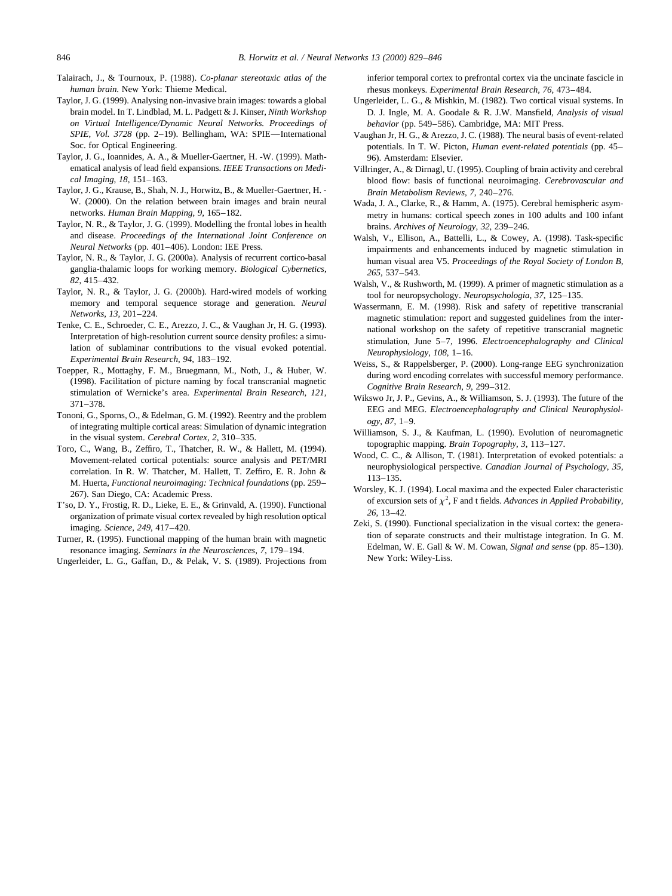Talairach, J., & Tournoux, P. (1988). *Co-planar stereotaxic atlas of the human brain*. New York: Thieme Medical.

Taylor, J. G. (1999). Analysing non-invasive brain images: towards a global brain model. In T. Lindblad, M. L. Padgett & J. Kinser, *Ninth Workshop on Virtual Intelligence/Dynamic Neural Networks. Proceedings of SPIE, Vol. 3728* (pp. 2–19). Bellingham, WA: SPIE—International Soc. for Optical Engineering.

Taylor, J. G., Ioannides, A. A., & Mueller-Gaertner, H. -W. (1999). Mathematical analysis of lead field expansions. *IEEE Transactions on Medical Imaging*, *18*, 151–163.

Taylor, J. G., Krause, B., Shah, N. J., Horwitz, B., & Mueller-Gaertner, H. -W. (2000). On the relation between brain images and brain neural networks. *Human Brain Mapping*, *9*, 165–182.

Taylor, N. R., & Taylor, J. G. (1999). Modelling the frontal lobes in health and disease. *Proceedings of the International Joint Conference on Neural Networks* (pp. 401–406). London: IEE Press.

Taylor, N. R., & Taylor, J. G. (2000a). Analysis of recurrent cortico-basal ganglia-thalamic loops for working memory. *Biological Cybernetics*, *82*, 415–432.

Taylor, N. R., & Taylor, J. G. (2000b). Hard-wired models of working memory and temporal sequence storage and generation. *Neural Networks*, *13*, 201–224.

Tenke, C. E., Schroeder, C. E., Arezzo, J. C., & Vaughan Jr, H. G. (1993). Interpretation of high-resolution current source density profiles: a simulation of sublaminar contributions to the visual evoked potential. *Experimental Brain Research*, *94*, 183–192.

Toepper, R., Mottaghy, F. M., Bruegmann, M., Noth, J., & Huber, W. (1998). Facilitation of picture naming by focal transcranial magnetic stimulation of Wernicke's area. *Experimental Brain Research*, *121*, 371–378.

Tononi, G., Sporns, O., & Edelman, G. M. (1992). Reentry and the problem of integrating multiple cortical areas: Simulation of dynamic integration in the visual system. *Cerebral Cortex*, *2*, 310–335.

Toro, C., Wang, B., Zeffiro, T., Thatcher, R. W., & Hallett, M. (1994). Movement-related cortical potentials: source analysis and PET/MRI correlation. In R. W. Thatcher, M. Hallett, T. Zeffiro, E. R. John & M. Huerta, *Functional neuroimaging: Technical foundations* (pp. 259–267). San Diego, CA: Academic Press.

T'so, D. Y., Frostig, R. D., Lieke, E. E., & Grinvald, A. (1990). Functional organization of primate visual cortex revealed by high resolution optical imaging. *Science*, *249*, 417–420.

Turner, R. (1995). Functional mapping of the human brain with magnetic resonance imaging. *Seminars in the Neurosciences*, *7*, 179–194.

Ungerleider, L. G., Gaffan, D., & Pelak, V. S. (1989). Projections from inferior temporal cortex to prefrontal cortex via the uncinate fascicle in rhesus monkeys. *Experimental Brain Research*, *76*, 473–484.

Ungerleider, L. G., & Mishkin, M. (1982). Two cortical visual systems. In D. J. Ingle, M. A. Goodale & R. J.W. Mansfield, *Analysis of visual behavior* (pp. 549–586). Cambridge, MA: MIT Press.

Vaughan Jr, H. G., & Arezzo, J. C. (1988). The neural basis of event-related potentials. In T. W. Picton, *Human event-related potentials* (pp. 45–96). Amsterdam: Elsevier.

Villringer, A., & Dirnagl, U. (1995). Coupling of brain activity and cerebral blood flow: basis of functional neuroimaging. *Cerebrovascular and Brain Metabolism Reviews*, *7*, 240–276.

Wada, J. A., Clarke, R., & Hamm, A. (1975). Cerebral hemispheric asymmetry in humans: cortical speech zones in 100 adults and 100 infant brains. *Archives of Neurology*, *32*, 239–246.

Walsh, V., Ellison, A., Battelli, L., & Cowey, A. (1998). Task-specific impairments and enhancements induced by magnetic stimulation in human visual area V5. *Proceedings of the Royal Society of London B*, *265*, 537–543.

Walsh, V., & Rushworth, M. (1999). A primer of magnetic stimulation as a tool for neuropsychology. *Neuropsychologia*, *37*, 125–135.

Wassermann, E. M. (1998). Risk and safety of repetitive transcranial magnetic stimulation: report and suggested guidelines from the international workshop on the safety of repetitive transcranial magnetic stimulation, June 5–7, 1996. *Electroencephalography and Clinical Neurophysiology*, *108*, 1–16.

Weiss, S., & Rappelsberger, P. (2000). Long-range EEG synchronization during word encoding correlates with successful memory performance. *Cognitive Brain Research*, *9*, 299–312.

Wikswo Jr, J. P., Gevins, A., & Williamson, S. J. (1993). The future of the EEG and MEG. *Electroencephalography and Clinical Neurophysiology*, *87*, 1–9.

Williamson, S. J., & Kaufman, L. (1990). Evolution of neuromagnetic topographic mapping. *Brain Topography*, *3*, 113–127.

Wood, C. C., & Allison, T. (1981). Interpretation of evoked potentials: a neurophysiological perspective. *Canadian Journal of Psychology*, *35*, 113–135.

Worsley, K. J. (1994). Local maxima and the expected Euler characteristic of excursion sets of $\chi^2$, F and t fields. *Advances in Applied Probability*, *26*, 13–42.

Zeki, S. (1990). Functional specialization in the visual cortex: the generation of separate constructs and their multistage integration. In G. M. Edelman, W. E. Gall & W. M. Cowan, *Signal and sense* (pp. 85–130). New York: Wiley-Liss.